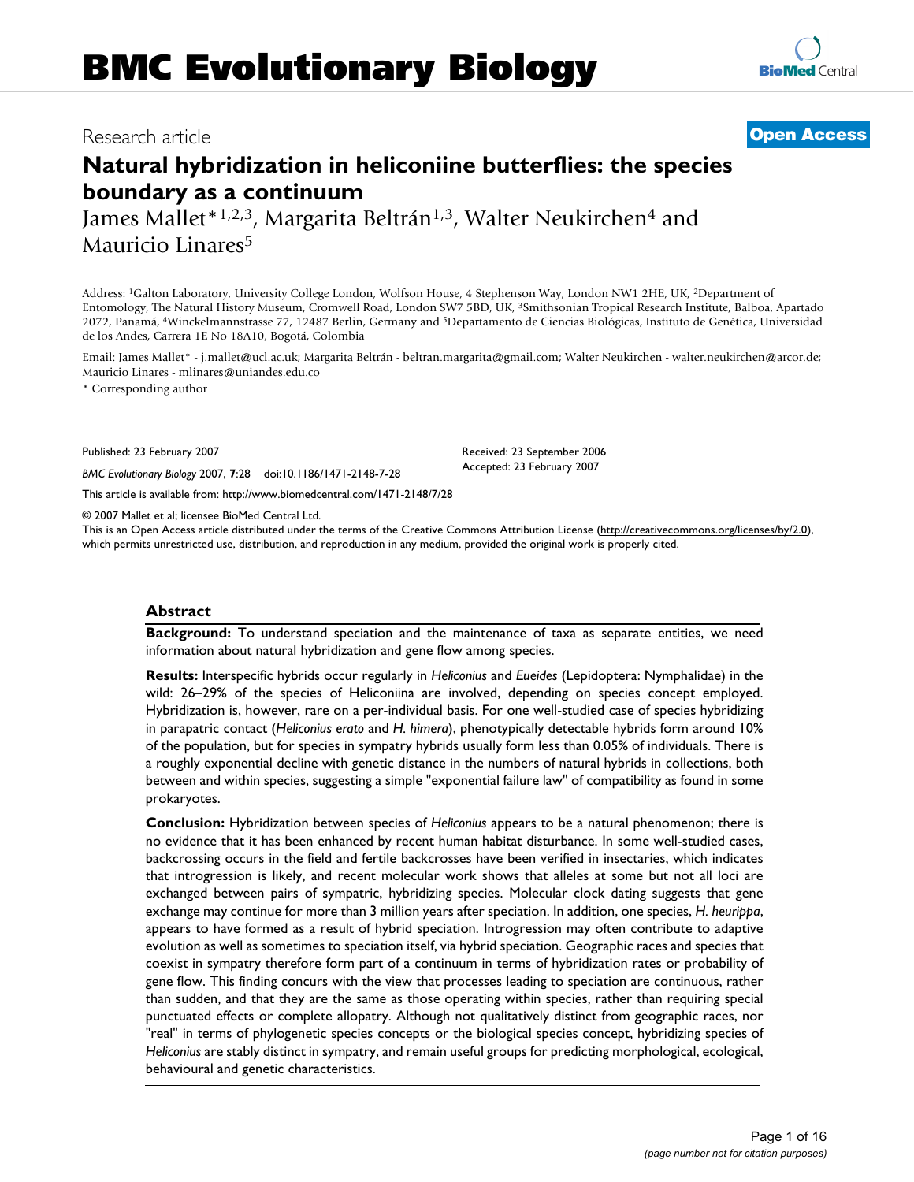# BMC Evolutionary Biology

Research article **Open Access**

## Natural hybridization in heliconiine butterflies: the species boundary as a continuum

James Mallet*[1,2,3], Margarita Beltrán[1,3], Walter Neukirchen[4] and Mauricio Linares[5]

Address: [1]Galton Laboratory, University College London, Wolfson House, 4 Stephenson Way, London NW1 2HE, UK, [2]Department of Entomology, The Natural History Museum, Cromwell Road, London SW7 5BD, UK, [3]Smithsonian Tropical Research Institute, Balboa, Apartado 2072, Panamá, [4]Winckelmannstrasse 77, 12487 Berlin, Germany and [5]Departamento de Ciencias Biológicas, Instituto de Genética, Universidad de los Andes, Carrera 1E No 18A10, Bogotá, Colombia

Email: James Mallet* - j.mallet@ucl.ac.uk; Margarita Beltrán - beltran.margarita@gmail.com; Walter Neukirchen - walter.neukirchen@arcor.de; Mauricio Linares - mlinares@uniandes.edu.co

* Corresponding author

Published: 23 February 2007

*BMC Evolutionary Biology* 2007, **7**:28 doi:10.1186/1471-2148-7-28

Received: 23 September 2006
Accepted: 23 February 2007

This article is available from: http://www.biomedcentral.com/1471-2148/7/28

© 2007 Mallet et al; licensee BioMed Central Ltd.

This is an Open Access article distributed under the terms of the Creative Commons Attribution License (http://creativecommons.org/licenses/by/2.0), which permits unrestricted use, distribution, and reproduction in any medium, provided the original work is properly cited.

### Abstract

**Background:** To understand speciation and the maintenance of taxa as separate entities, we need information about natural hybridization and gene flow among species.

**Results:** Interspecific hybrids occur regularly in *Heliconius* and *Eueides* (Lepidoptera: Nymphalidae) in the wild: 26–29% of the species of Heliconiina are involved, depending on species concept employed. Hybridization is, however, rare on a per-individual basis. For one well-studied case of species hybridizing in parapatric contact (*Heliconius erato* and *H. himera*), phenotypically detectable hybrids form around 10% of the population, but for species in sympatry hybrids usually form less than 0.05% of individuals. There is a roughly exponential decline with genetic distance in the numbers of natural hybrids in collections, both between and within species, suggesting a simple "exponential failure law" of compatibility as found in some prokaryotes.

**Conclusion:** Hybridization between species of *Heliconius* appears to be a natural phenomenon; there is no evidence that it has been enhanced by recent human habitat disturbance. In some well-studied cases, backcrossing occurs in the field and fertile backcrosses have been verified in insectaries, which indicates that introgression is likely, and recent molecular work shows that alleles at some but not all loci are exchanged between pairs of sympatric, hybridizing species. Molecular clock dating suggests that gene exchange may continue for more than 3 million years after speciation. In addition, one species, *H. heurippa*, appears to have formed as a result of hybrid speciation. Introgression may often contribute to adaptive evolution as well as sometimes to speciation itself, via hybrid speciation. Geographic races and species that coexist in sympatry therefore form part of a continuum in terms of hybridization rates or probability of gene flow. This finding concurs with the view that processes leading to speciation are continuous, rather than sudden, and that they are the same as those operating within species, rather than requiring special punctuated effects or complete allopatry. Although not qualitatively distinct from geographic races, nor "real" in terms of phylogenetic species concepts or the biological species concept, hybridizing species of *Heliconius* are stably distinct in sympatry, and remain useful groups for predicting morphological, ecological, behavioural and genetic characteristics.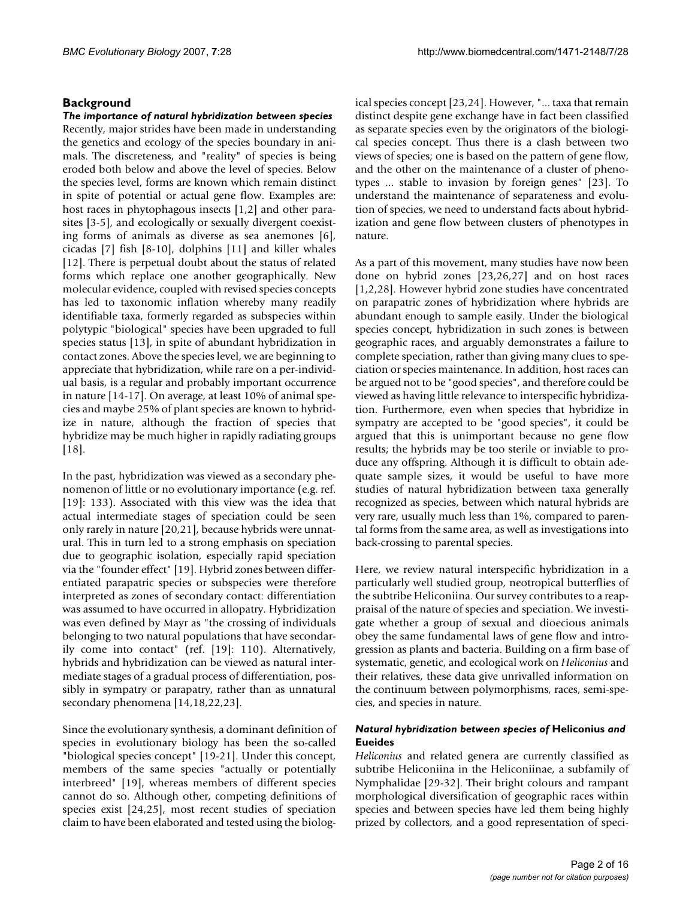## Background

### *The importance of natural hybridization between species*

Recently, major strides have been made in understanding the genetics and ecology of the species boundary in animals. The discreteness, and "reality" of species is being eroded both below and above the level of species. Below the species level, forms are known which remain distinct in spite of potential or actual gene flow. Examples are: host races in phytophagous insects [1,2] and other parasites [3-5], and ecologically or sexually divergent coexisting forms of animals as diverse as sea anemones [6], cicadas [7] fish [8-10], dolphins [11] and killer whales [12]. There is perpetual doubt about the status of related forms which replace one another geographically. New molecular evidence, coupled with revised species concepts has led to taxonomic inflation whereby many readily identifiable taxa, formerly regarded as subspecies within polytypic "biological" species have been upgraded to full species status [13], in spite of abundant hybridization in contact zones. Above the species level, we are beginning to appreciate that hybridization, while rare on a per-individual basis, is a regular and probably important occurrence in nature [14-17]. On average, at least 10% of animal species and maybe 25% of plant species are known to hybridize in nature, although the fraction of species that hybridize may be much higher in rapidly radiating groups [18].

In the past, hybridization was viewed as a secondary phenomenon of little or no evolutionary importance (e.g. ref. [19]: 133). Associated with this view was the idea that actual intermediate stages of speciation could be seen only rarely in nature [20,21], because hybrids were unnatural. This in turn led to a strong emphasis on speciation due to geographic isolation, especially rapid speciation via the "founder effect" [19]. Hybrid zones between differentiated parapatric species or subspecies were therefore interpreted as zones of secondary contact: differentiation was assumed to have occurred in allopatry. Hybridization was even defined by Mayr as "the crossing of individuals belonging to two natural populations that have secondarily come into contact" (ref. [19]: 110). Alternatively, hybrids and hybridization can be viewed as natural intermediate stages of a gradual process of differentiation, possibly in sympatry or parapatry, rather than as unnatural secondary phenomena [14,18,22,23].

Since the evolutionary synthesis, a dominant definition of species in evolutionary biology has been the so-called "biological species concept" [19-21]. Under this concept, members of the same species "actually or potentially interbreed" [19], whereas members of different species cannot do so. Although other, competing definitions of species exist [24,25], most recent studies of speciation claim to have been elaborated and tested using the biological species concept [23,24]. However, "... taxa that remain distinct despite gene exchange have in fact been classified as separate species even by the originators of the biological species concept. Thus there is a clash between two views of species; one is based on the pattern of gene flow, and the other on the maintenance of a cluster of phenotypes ... stable to invasion by foreign genes" [23]. To understand the maintenance of separateness and evolution of species, we need to understand facts about hybridization and gene flow between clusters of phenotypes in nature.

As a part of this movement, many studies have now been done on hybrid zones [23,26,27] and on host races [1,2,28]. However hybrid zone studies have concentrated on parapatric zones of hybridization where hybrids are abundant enough to sample easily. Under the biological species concept, hybridization in such zones is between geographic races, and arguably demonstrates a failure to complete speciation, rather than giving many clues to speciation or species maintenance. In addition, host races can be argued not to be "good species", and therefore could be viewed as having little relevance to interspecific hybridization. Furthermore, even when species that hybridize in sympatry are accepted to be "good species", it could be argued that this is unimportant because no gene flow results; the hybrids may be too sterile or inviable to produce any offspring. Although it is difficult to obtain adequate sample sizes, it would be useful to have more studies of natural hybridization between taxa generally recognized as species, between which natural hybrids are very rare, usually much less than 1%, compared to parental forms from the same area, as well as investigations into back-crossing to parental species.

Here, we review natural interspecific hybridization in a particularly well studied group, neotropical butterflies of the subtribe Heliconiina. Our survey contributes to a reappraisal of the nature of species and speciation. We investigate whether a group of sexual and dioecious animals obey the same fundamental laws of gene flow and introgression as plants and bacteria. Building on a firm base of systematic, genetic, and ecological work on *Heliconius* and their relatives, these data give unrivalled information on the continuum between polymorphisms, races, semi-species, and species in nature.

### *Natural hybridization between species of* **Heliconius** *and* **Eueides**

*Heliconius* and related genera are currently classified as subtribe Heliconiina in the Heliconiinae, a subfamily of Nymphalidae [29-32]. Their bright colours and rampant morphological diversification of geographic races within species and between species have led them being highly prized by collectors, and a good representation of speci-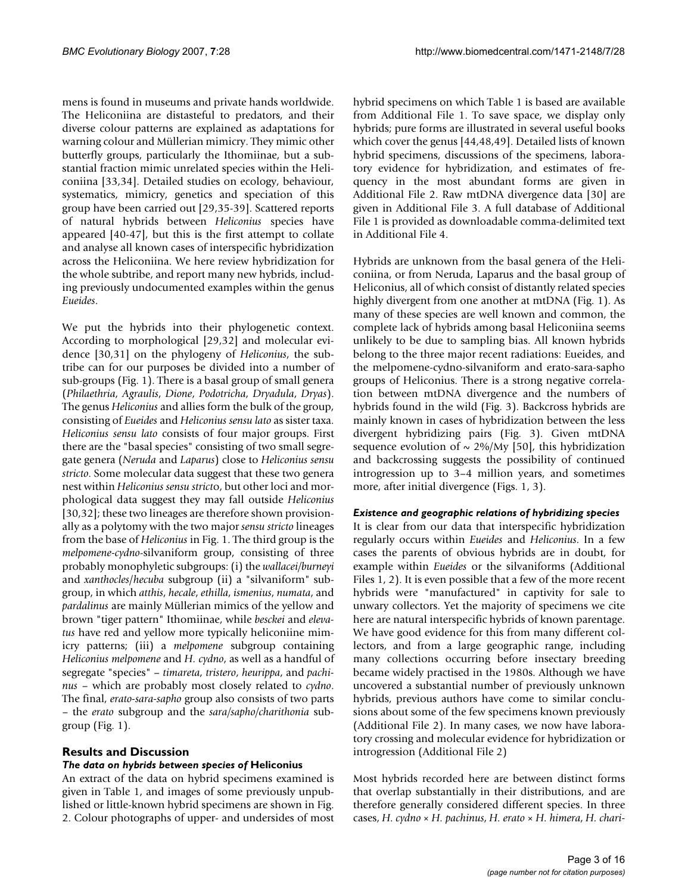mens is found in museums and private hands worldwide. The Heliconiina are distasteful to predators, and their diverse colour patterns are explained as adaptations for warning colour and Müllerian mimicry. They mimic other butterfly groups, particularly the Ithomiinae, but a substantial fraction mimic unrelated species within the Heliconiina [33,34]. Detailed studies on ecology, behaviour, systematics, mimicry, genetics and speciation of this group have been carried out [29,35-39]. Scattered reports of natural hybrids between *Heliconius* species have appeared [40-47], but this is the first attempt to collate and analyse all known cases of interspecific hybridization across the Heliconiina. We here review hybridization for the whole subtribe, and report many new hybrids, including previously undocumented examples within the genus *Eueides*.

We put the hybrids into their phylogenetic context. According to morphological [29,32] and molecular evidence [30,31] on the phylogeny of *Heliconius*, the subtribe can for our purposes be divided into a number of sub-groups (Fig. 1). There is a basal group of small genera (*Philaethria*, *Agraulis*, *Dione*, *Podotricha*, *Dryadula*, *Dryas*). The genus *Heliconius* and allies form the bulk of the group, consisting of *Eueides* and *Heliconius sensu lato* as sister taxa. *Heliconius sensu lato* consists of four major groups. First there are the "basal species" consisting of two small segregate genera (*Neruda* and *Laparus*) close to *Heliconius sensu stricto*. Some molecular data suggest that these two genera nest within *Heliconius sensu stricto*, but other loci and morphological data suggest they may fall outside *Heliconius* [30,32]; these two lineages are therefore shown provisionally as a polytomy with the two major *sensu stricto* lineages from the base of *Heliconius* in Fig. 1. The third group is the *melpomene-cydno*-silvaniform group, consisting of three probably monophyletic subgroups: (i) the *wallacei*/*burneyi* and *xanthocles*/*hecuba* subgroup (ii) a "silvaniform" subgroup, in which *atthis*, *hecale*, *ethilla*, *ismenius*, *numata*, and *pardalinus* are mainly Müllerian mimics of the yellow and brown "tiger pattern" Ithomiinae, while *besckei* and *elevatus* have red and yellow more typically heliconiine mimicry patterns; (iii) a *melpomene* subgroup containing *Heliconius melpomene* and *H. cydno*, as well as a handful of segregate "species" – *timareta*, *tristero*, *heurippa*, and *pachinus* – which are probably most closely related to *cydno*. The final, *erato-sara-sapho* group also consists of two parts – the *erato* subgroup and the *sara*/*sapho*/*charithonia* subgroup (Fig. 1).

## Results and Discussion

### *The data on hybrids between species of* Heliconius

An extract of the data on hybrid specimens examined is given in Table 1, and images of some previously unpublished or little-known hybrid specimens are shown in Fig. 2. Colour photographs of upper- and undersides of most hybrid specimens on which Table 1 is based are available from Additional File 1. To save space, we display only hybrids; pure forms are illustrated in several useful books which cover the genus [44,48,49]. Detailed lists of known hybrid specimens, discussions of the specimens, laboratory evidence for hybridization, and estimates of frequency in the most abundant forms are given in Additional File 2. Raw mtDNA divergence data [30] are given in Additional File 3. A full database of Additional File 1 is provided as downloadable comma-delimited text in Additional File 4.

Hybrids are unknown from the basal genera of the Heliconiina, or from Neruda, Laparus and the basal group of Heliconius, all of which consist of distantly related species highly divergent from one another at mtDNA (Fig. 1). As many of these species are well known and common, the complete lack of hybrids among basal Heliconiina seems unlikely to be due to sampling bias. All known hybrids belong to the three major recent radiations: Eueides, and the melpomene-cydno-silvaniform and erato-sara-sapho groups of Heliconius. There is a strong negative correlation between mtDNA divergence and the numbers of hybrids found in the wild (Fig. 3). Backcross hybrids are mainly known in cases of hybridization between the less divergent hybridizing pairs (Fig. 3). Given mtDNA sequence evolution of ~ 2%/My [50], this hybridization and backcrossing suggests the possibility of continued introgression up to 3–4 million years, and sometimes more, after initial divergence (Figs. 1, 3).

### *Existence and geographic relations of hybridizing species*

It is clear from our data that interspecific hybridization regularly occurs within *Eueides* and *Heliconius*. In a few cases the parents of obvious hybrids are in doubt, for example within *Eueides* or the silvaniforms (Additional Files 1, 2). It is even possible that a few of the more recent hybrids were "manufactured" in captivity for sale to unwary collectors. Yet the majority of specimens we cite here are natural interspecific hybrids of known parentage. We have good evidence for this from many different collectors, and from a large geographic range, including many collections occurring before insectary breeding became widely practised in the 1980s. Although we have uncovered a substantial number of previously unknown hybrids, previous authors have come to similar conclusions about some of the few specimens known previously (Additional File 2). In many cases, we now have laboratory crossing and molecular evidence for hybridization or introgression (Additional File 2)

Most hybrids recorded here are between distinct forms that overlap substantially in their distributions, and are therefore generally considered different species. In three cases, *H. cydno* × *H. pachinus*, *H. erato* × *H. himera*, *H. chari-*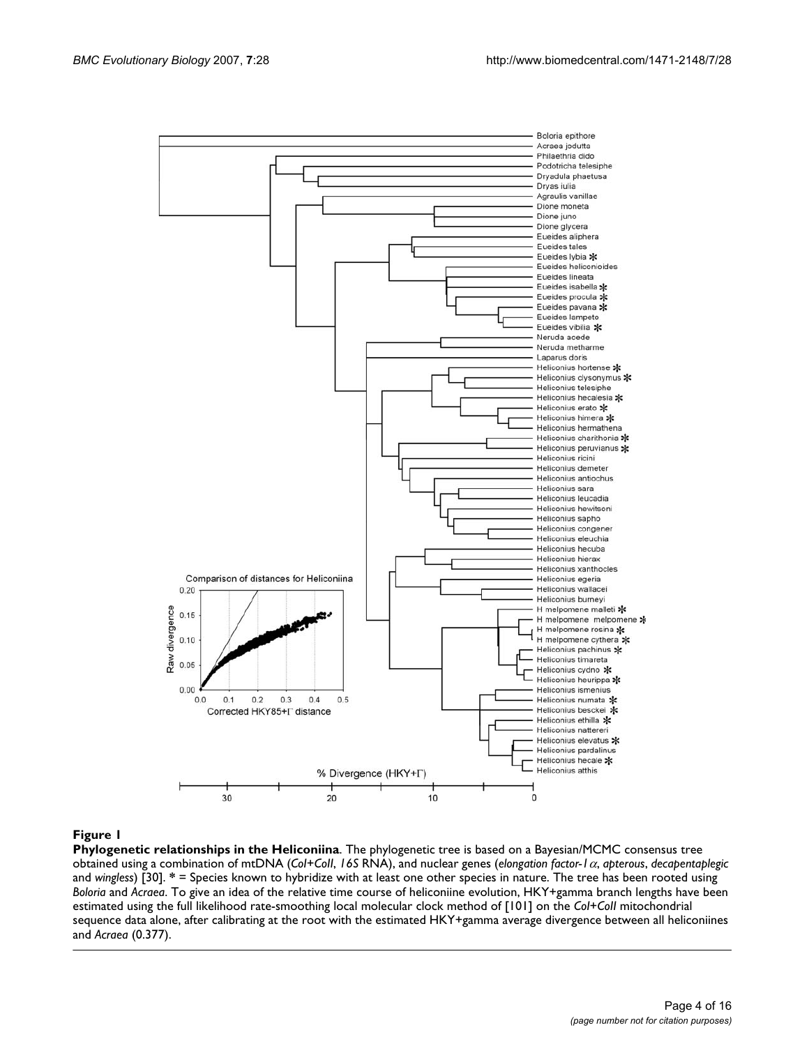**Figure 1**

**Phylogenetic relationships in the Heliconiina**. The phylogenetic tree is based on a Bayesian/MCMC consensus tree obtained using a combination of mtDNA (*CoI+CoII*, *16S* RNA), and nuclear genes (*elongation factor-1* $\alpha$, *apterous*, *decapentaplegic* and *wingless*) [30]. * = Species known to hybridize with at least one other species in nature. The tree has been rooted using *Boloria* and *Acraea*. To give an idea of the relative time course of heliconiine evolution, HKY+gamma branch lengths have been estimated using the full likelihood rate-smoothing local molecular clock method of [101] on the *CoI+CoII* mitochondrial sequence data alone, after calibrating at the root with the estimated HKY+gamma average divergence between all heliconiines and *Acraea* (0.377).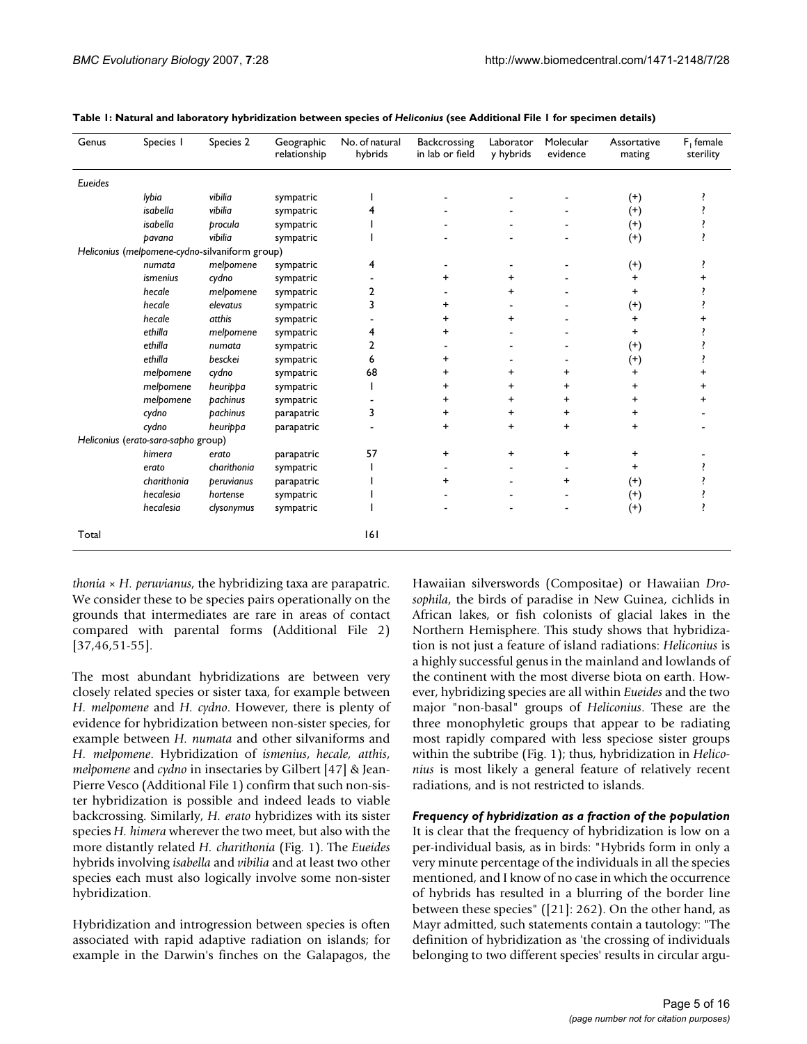**Table 1: Natural and laboratory hybridization between species of *Heliconius* (see Additional File 1 for specimen details)**

| Genus | Species 1 | Species 2 | Geographic relationship | No. of natural hybrids | Backcrossing in lab or field | Laboratory hybrids | Molecular evidence | Assortative mating | $F_1$ female sterility |
|---|---|---|---|---|---|---|---|---|---|
| *Eueides* | | | | | | | | | |
| | *lybia* | *vibilia* | sympatric | 1 | - | - | - | (+) | ? |
| | *isabella* | *vibilia* | sympatric | 4 | - | - | - | (+) | ? |
| | *isabella* | *procula* | sympatric | 1 | - | - | - | (+) | ? |
| | *pavana* | *vibilia* | sympatric | 1 | - | - | - | (+) | ? |
| *Heliconius* (*melpomene-cydno-silvaniform* group) | | | | | | | | | |
| | *numata* | *melpomene* | sympatric | 4 | - | - | - | (+) | ? |
| | *ismenius* | *cydno* | sympatric | - | + | + | - | + | + |
| | *hecale* | *melpomene* | sympatric | 2 | - | + | - | + | ? |
| | *hecale* | *elevatus* | sympatric | 3 | + | - | - | (+) | ? |
| | *hecale* | *atthis* | sympatric | - | + | + | - | + | + |
| | *ethilla* | *melpomene* | sympatric | 4 | + | - | - | + | ? |
| | *ethilla* | *numata* | sympatric | 2 | - | - | - | (+) | ? |
| | *ethilla* | *besckei* | sympatric | 6 | + | - | - | (+) | ? |
| | *melpomene* | *cydno* | sympatric | 68 | + | + | + | + | + |
| | *melpomene* | *heurippa* | sympatric | 1 | + | + | + | + | + |
| | *melpomene* | *pachinus* | sympatric | - | + | + | + | + | + |
| | *cydno* | *pachinus* | parapatric | 3 | + | + | + | + | - |
| | *cydno* | *heurippa* | parapatric | - | + | + | + | + | - |
| *Heliconius* (*erato-sara-sapho* group) | | | | | | | | | |
| | *himera* | *erato* | parapatric | 57 | + | + | + | + | - |
| | *erato* | *charithonia* | sympatric | 1 | - | - | - | + | ? |
| | *charithonia* | *peruvianus* | parapatric | 1 | + | - | + | (+) | ? |
| | *hecalesia* | *hortense* | sympatric | 1 | - | - | - | (+) | ? |
| | *hecalesia* | *clysonymus* | sympatric | 1 | - | - | - | (+) | ? |
| Total | | | | 161 | | | | | |

*thonia* × *H. peruvianus*, the hybridizing taxa are parapatric. We consider these to be species pairs operationally on the grounds that intermediates are rare in areas of contact compared with parental forms (Additional File 2) [37,46,51-55].

The most abundant hybridizations are between very closely related species or sister taxa, for example between *H. melpomene* and *H. cydno*. However, there is plenty of evidence for hybridization between non-sister species, for example between *H. numata* and other silvaniforms and *H. melpomene*. Hybridization of *ismenius*, *hecale*, *atthis*, *melpomene* and *cydno* in insectaries by Gilbert [47] & Jean-Pierre Vesco (Additional File 1) confirm that such non-sister hybridization is possible and indeed leads to viable backcrossing. Similarly, *H. erato* hybridizes with its sister species *H. himera* wherever the two meet, but also with the more distantly related *H. charithonia* (Fig. 1). The *Eueides* hybrids involving *isabella* and *vibilia* and at least two other species each must also logically involve some non-sister hybridization.

Hybridization and introgression between species is often associated with rapid adaptive radiation on islands; for example in the Darwin's finches on the Galapagos, the Hawaiian silverswords (Compositae) or Hawaiian *Drosophila*, the birds of paradise in New Guinea, cichlids in African lakes, or fish colonists of glacial lakes in the Northern Hemisphere. This study shows that hybridization is not just a feature of island radiations: *Heliconius* is a highly successful genus in the mainland and lowlands of the continent with the most diverse biota on earth. However, hybridizing species are all within *Eueides* and the two major "non-basal" groups of *Heliconius*. These are the three monophyletic groups that appear to be radiating most rapidly compared with less speciose sister groups within the subtribe (Fig. 1); thus, hybridization in *Heliconius* is most likely a general feature of relatively recent radiations, and is not restricted to islands.

### *Frequency of hybridization as a fraction of the population*

It is clear that the frequency of hybridization is low on a per-individual basis, as in birds: "Hybrids form in only a very minute percentage of the individuals in all the species mentioned, and I know of no case in which the occurrence of hybrids has resulted in a blurring of the border line between these species" ([21]: 262). On the other hand, as Mayr admitted, such statements contain a tautology: "The definition of hybridization as 'the crossing of individuals belonging to two different species' results in circular argu-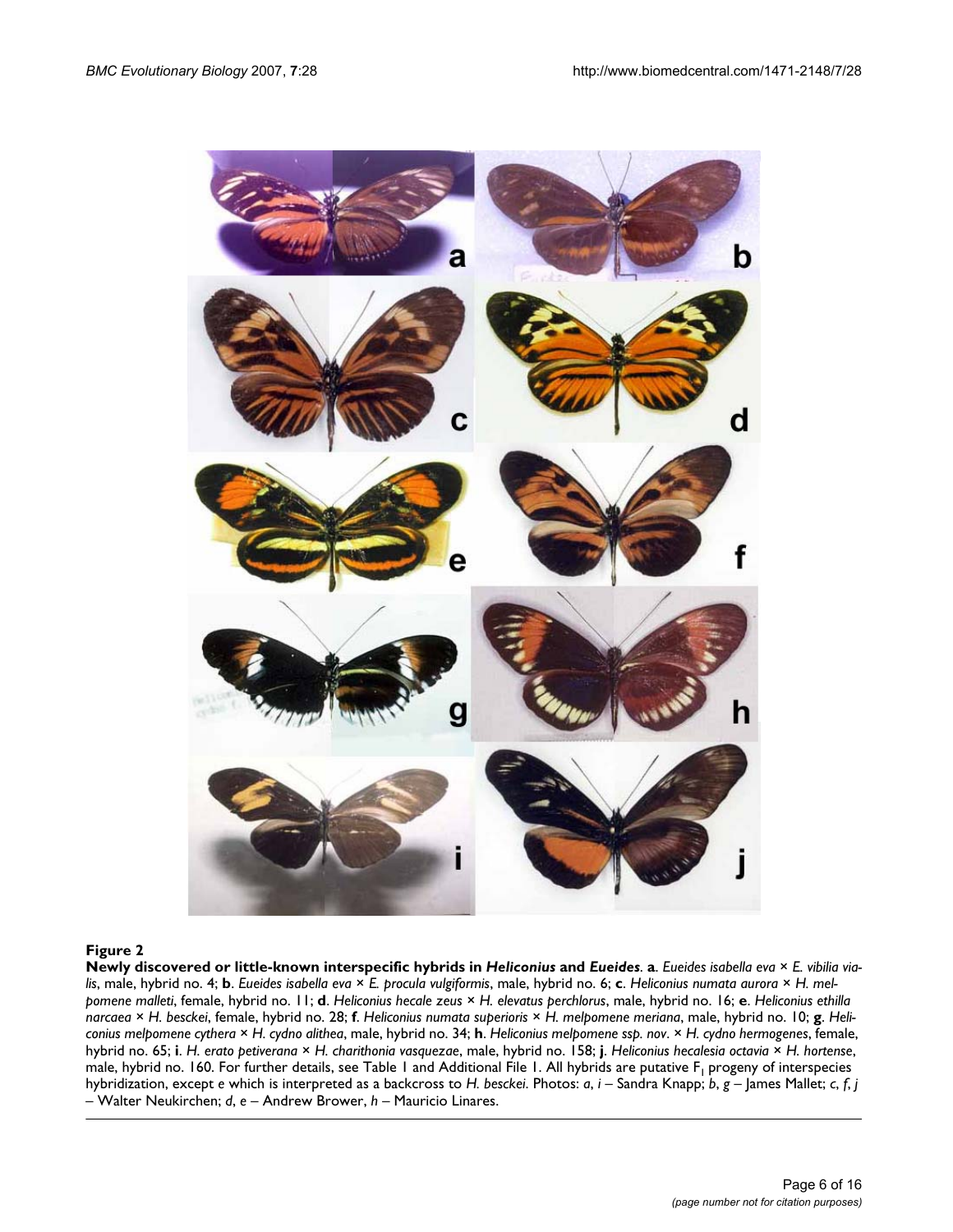**Figure 2**

**Newly discovered or little-known interspecific hybrids in *Heliconius* and *Eueides*.** **a**. *Eueides isabella eva* × *E. vibilia vialis*, male, hybrid no. 4; **b**. *Eueides isabella eva* × *E. procula vulgiformis*, male, hybrid no. 6; **c**. *Heliconius numata aurora* × *H. melpomene malleti*, female, hybrid no. 11; **d**. *Heliconius hecale zeus* × *H. elevatus perchlorus*, male, hybrid no. 16; **e**. *Heliconius ethilla narcaea* × *H. besckei*, female, hybrid no. 28; **f**. *Heliconius numata superioris* × *H. melpomene meriana*, male, hybrid no. 10; **g**. *Heliconius melpomene cythera* × *H. cydno alithea*, male, hybrid no. 34; **h**. *Heliconius melpomene ssp. nov*. × *H. cydno hermogenes*, female, hybrid no. 65; **i**. *H. erato petiverana* × *H. charithonia vasquezae*, male, hybrid no. 158; **j**. *Heliconius hecalesia octavia* × *H. hortense*, male, hybrid no. 160. For further details, see Table 1 and Additional File 1. All hybrids are putative $F_1$ progeny of interspecies hybridization, except *e* which is interpreted as a backcross to *H. besckei*. Photos: *a*, *i* – Sandra Knapp; *b*, *g* – James Mallet; *c*, *f*, *j* – Walter Neukirchen; *d*, *e* – Andrew Brower, *h* – Mauricio Linares.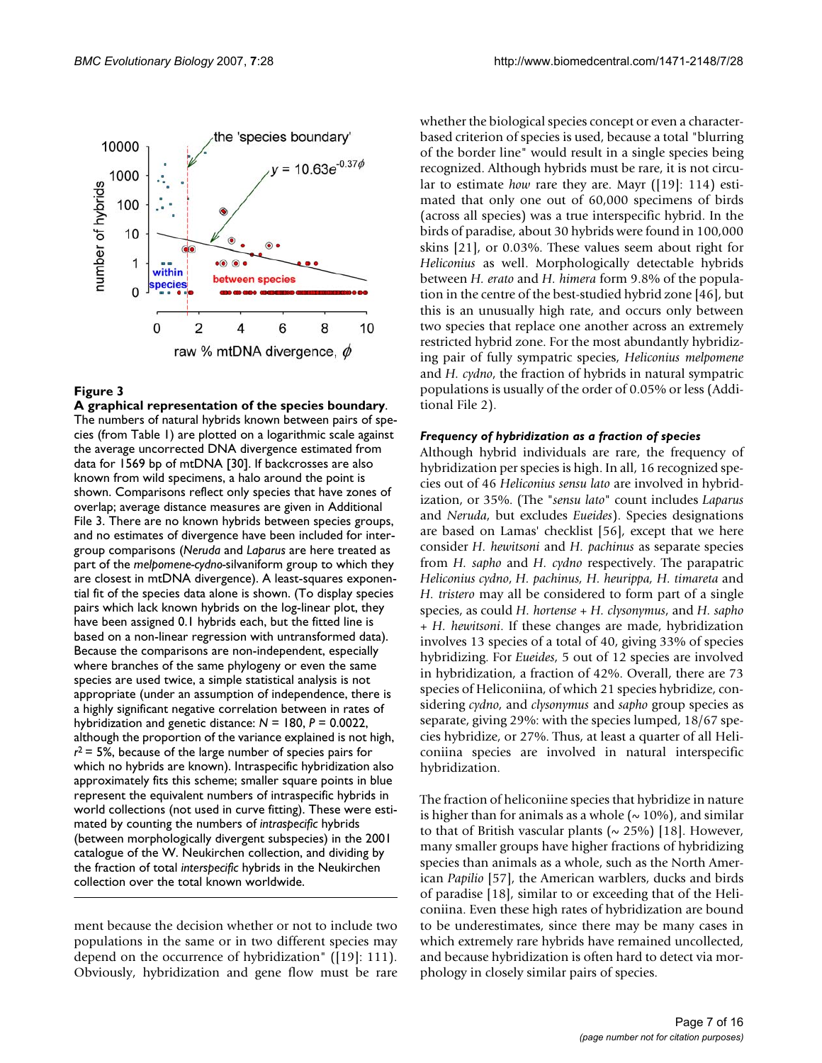**Figure 3**

**A graphical representation of the species boundary**. The numbers of natural hybrids known between pairs of species (from Table 1) are plotted on a logarithmic scale against the average uncorrected DNA divergence estimated from data for 1569 bp of mtDNA [30]. If backcrosses are also known from wild specimens, a halo around the point is shown. Comparisons reflect only species that have zones of overlap; average distance measures are given in Additional File 3. There are no known hybrids between species groups, and no estimates of divergence have been included for inter-group comparisons (*Neruda* and *Laparus* are here treated as part of the *melpomene-cydno*-silvaniform group to which they are closest in mtDNA divergence). A least-squares exponential fit of the species data alone is shown. (To display species pairs which lack known hybrids on the log-linear plot, they have been assigned 0.1 hybrids each, but the fitted line is based on a non-linear regression with untransformed data). Because the comparisons are non-independent, especially where branches of the same phylogeny or even the same species are used twice, a simple statistical analysis is not appropriate (under an assumption of independence, there is a highly significant negative correlation between in rates of hybridization and genetic distance: $N = 180$, $P = 0.0022$, although the proportion of the variance explained is not high, $r^2 = 5\%$, because of the large number of species pairs for which no hybrids are known). Intraspecific hybridization also approximately fits this scheme; smaller square points in blue represent the equivalent numbers of intraspecific hybrids in world collections (not used in curve fitting). These were estimated by counting the numbers of *intraspecific* hybrids (between morphologically divergent subspecies) in the 2001 catalogue of the W. Neukirchen collection, and dividing by the fraction of total *interspecific* hybrids in the Neukirchen collection over the total known worldwide.

ment because the decision whether or not to include two populations in the same or in two different species may depend on the occurrence of hybridization" ([19]: 111). Obviously, hybridization and gene flow must be rare whether the biological species concept or even a character-based criterion of species is used, because a total "blurring of the border line" would result in a single species being recognized. Although hybrids must be rare, it is not circular to estimate *how* rare they are. Mayr ([19]: 114) estimated that only one out of 60,000 specimens of birds (across all species) was a true interspecific hybrid. In the birds of paradise, about 30 hybrids were found in 100,000 skins [21], or 0.03%. These values seem about right for *Heliconius* as well. Morphologically detectable hybrids between *H. erato* and *H. himera* form 9.8% of the population in the centre of the best-studied hybrid zone [46], but this is an unusually high rate, and occurs only between two species that replace one another across an extremely restricted hybrid zone. For the most abundantly hybridizing pair of fully sympatric species, *Heliconius melpomene* and *H. cydno*, the fraction of hybrids in natural sympatric populations is usually of the order of 0.05% or less (Additional File 2).

### *Frequency of hybridization as a fraction of species*

Although hybrid individuals are rare, the frequency of hybridization per species is high. In all, 16 recognized species out of 46 *Heliconius sensu lato* are involved in hybridization, or 35%. (The "*sensu lato*" count includes *Laparus* and *Neruda*, but excludes *Eueides*). Species designations are based on Lamas' checklist [56], except that we here consider *H. hewitsoni* and *H. pachinus* as separate species from *H. sapho* and *H. cydno* respectively. The parapatric *Heliconius cydno*, *H. pachinus*, *H. heurippa*, *H. timareta* and *H. tristero* may all be considered to form part of a single species, as could *H. hortense* + *H. clysonymus*, and *H. sapho* + *H. hewitsoni*. If these changes are made, hybridization involves 13 species of a total of 40, giving 33% of species hybridizing. For *Eueides*, 5 out of 12 species are involved in hybridization, a fraction of 42%. Overall, there are 73 species of Heliconiina, of which 21 species hybridize, considering *cydno*, and *clysonymus* and *sapho* group species as separate, giving 29%: with the species lumped, 18/67 species hybridize, or 27%. Thus, at least a quarter of all Heliconiina species are involved in natural interspecific hybridization.

The fraction of heliconiine species that hybridize in nature is higher than for animals as a whole (~ 10%), and similar to that of British vascular plants (~ 25%) [18]. However, many smaller groups have higher fractions of hybridizing species than animals as a whole, such as the North American *Papilio* [57], the American warblers, ducks and birds of paradise [18], similar to or exceeding that of the Heliconiina. Even these high rates of hybridization are bound to be underestimates, since there may be many cases in which extremely rare hybrids have remained uncollected, and because hybridization is often hard to detect via morphology in closely similar pairs of species.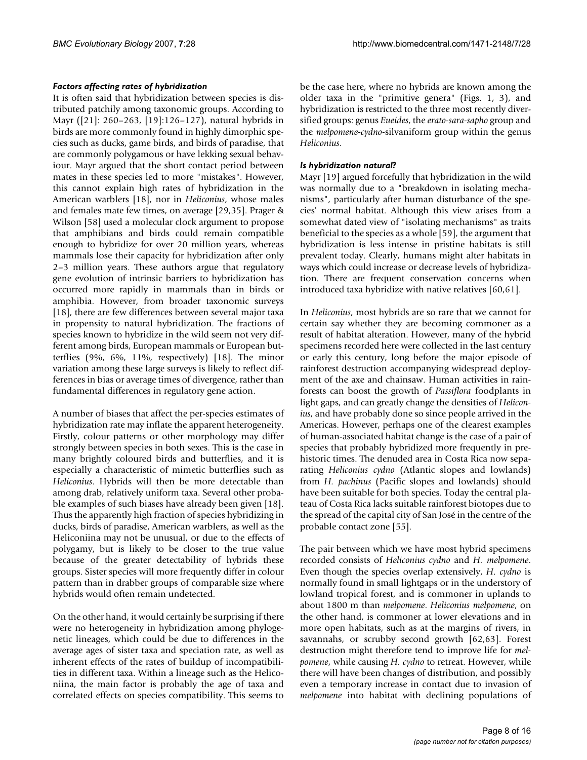### *Factors affecting rates of hybridization*

It is often said that hybridization between species is distributed patchily among taxonomic groups. According to Mayr ([21]: 260–263, [19]:126–127), natural hybrids in birds are more commonly found in highly dimorphic species such as ducks, game birds, and birds of paradise, that are commonly polygamous or have lekking sexual behaviour. Mayr argued that the short contact period between mates in these species led to more "mistakes". However, this cannot explain high rates of hybridization in the American warblers [18], nor in *Heliconius*, whose males and females mate few times, on average [29,35]. Prager & Wilson [58] used a molecular clock argument to propose that amphibians and birds could remain compatible enough to hybridize for over 20 million years, whereas mammals lose their capacity for hybridization after only 2–3 million years. These authors argue that regulatory gene evolution of intrinsic barriers to hybridization has occurred more rapidly in mammals than in birds or amphibia. However, from broader taxonomic surveys [18], there are few differences between several major taxa in propensity to natural hybridization. The fractions of species known to hybridize in the wild seem not very different among birds, European mammals or European butterflies (9%, 6%, 11%, respectively) [18]. The minor variation among these large surveys is likely to reflect differences in bias or average times of divergence, rather than fundamental differences in regulatory gene action.

A number of biases that affect the per-species estimates of hybridization rate may inflate the apparent heterogeneity. Firstly, colour patterns or other morphology may differ strongly between species in both sexes. This is the case in many brightly coloured birds and butterflies, and it is especially a characteristic of mimetic butterflies such as *Heliconius*. Hybrids will then be more detectable than among drab, relatively uniform taxa. Several other probable examples of such biases have already been given [18]. Thus the apparently high fraction of species hybridizing in ducks, birds of paradise, American warblers, as well as the Heliconiina may not be unusual, or due to the effects of polygamy, but is likely to be closer to the true value because of the greater detectability of hybrids these groups. Sister species will more frequently differ in colour pattern than in drabber groups of comparable size where hybrids would often remain undetected.

On the other hand, it would certainly be surprising if there were no heterogeneity in hybridization among phylogenetic lineages, which could be due to differences in the average ages of sister taxa and speciation rate, as well as inherent effects of the rates of buildup of incompatibilities in different taxa. Within a lineage such as the Heliconiina, the main factor is probably the age of taxa and correlated effects on species compatibility. This seems to be the case here, where no hybrids are known among the older taxa in the "primitive genera" (Figs. 1, 3), and hybridization is restricted to the three most recently diversified groups: genus *Eueides*, the *erato-sara-sapho* group and the *melpomene-cydno*-silvaniform group within the genus *Heliconius*.

### *Is hybridization natural?*

Mayr [19] argued forcefully that hybridization in the wild was normally due to a "breakdown in isolating mechanisms", particularly after human disturbance of the species' normal habitat. Although this view arises from a somewhat dated view of "isolating mechanisms" as traits beneficial to the species as a whole [59], the argument that hybridization is less intense in pristine habitats is still prevalent today. Clearly, humans might alter habitats in ways which could increase or decrease levels of hybridization. There are frequent conservation concerns when introduced taxa hybridize with native relatives [60,61].

In *Heliconius*, most hybrids are so rare that we cannot for certain say whether they are becoming commoner as a result of habitat alteration. However, many of the hybrid specimens recorded here were collected in the last century or early this century, long before the major episode of rainforest destruction accompanying widespread deployment of the axe and chainsaw. Human activities in rainforests can boost the growth of *Passiflora* foodplants in light gaps, and can greatly change the densities of *Heliconius*, and have probably done so since people arrived in the Americas. However, perhaps one of the clearest examples of human-associated habitat change is the case of a pair of species that probably hybridized more frequently in prehistoric times. The denuded area in Costa Rica now separating *Heliconius cydno* (Atlantic slopes and lowlands) from *H. pachinus* (Pacific slopes and lowlands) should have been suitable for both species. Today the central plateau of Costa Rica lacks suitable rainforest biotopes due to the spread of the capital city of San José in the centre of the probable contact zone [55].

The pair between which we have most hybrid specimens recorded consists of *Heliconius cydno* and *H. melpomene*. Even though the species overlap extensively, *H. cydno* is normally found in small lightgaps or in the understory of lowland tropical forest, and is commoner in uplands to about 1800 m than *melpomene*. *Heliconius melpomene*, on the other hand, is commoner at lower elevations and in more open habitats, such as at the margins of rivers, in savannahs, or scrubby second growth [62,63]. Forest destruction might therefore tend to improve life for *melpomene*, while causing *H. cydno* to retreat. However, while there will have been changes of distribution, and possibly even a temporary increase in contact due to invasion of *melpomene* into habitat with declining populations of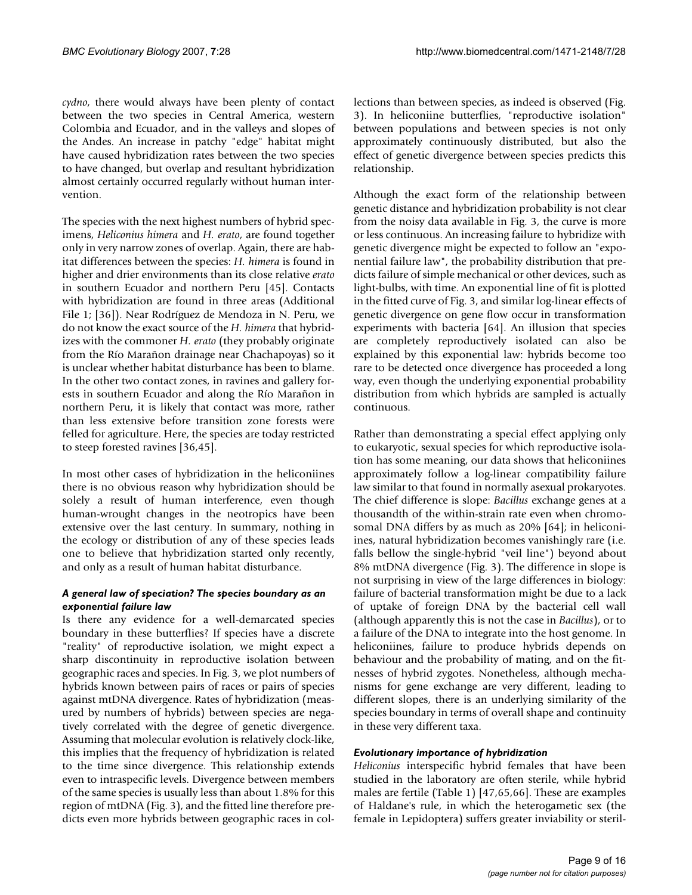*cydno*, there would always have been plenty of contact between the two species in Central America, western Colombia and Ecuador, and in the valleys and slopes of the Andes. An increase in patchy "edge" habitat might have caused hybridization rates between the two species to have changed, but overlap and resultant hybridization almost certainly occurred regularly without human intervention.

The species with the next highest numbers of hybrid specimens, *Heliconius himera* and *H. erato*, are found together only in very narrow zones of overlap. Again, there are habitat differences between the species: *H. himera* is found in higher and drier environments than its close relative *erato* in southern Ecuador and northern Peru [45]. Contacts with hybridization are found in three areas (Additional File 1; [36]). Near Rodríguez de Mendoza in N. Peru, we do not know the exact source of the *H. himera* that hybridizes with the commoner *H. erato* (they probably originate from the Río Marañon drainage near Chachapoyas) so it is unclear whether habitat disturbance has been to blame. In the other two contact zones, in ravines and gallery forests in southern Ecuador and along the Río Marañon in northern Peru, it is likely that contact was more, rather than less extensive before transition zone forests were felled for agriculture. Here, the species are today restricted to steep forested ravines [36,45].

In most other cases of hybridization in the heliconiines there is no obvious reason why hybridization should be solely a result of human interference, even though human-wrought changes in the neotropics have been extensive over the last century. In summary, nothing in the ecology or distribution of any of these species leads one to believe that hybridization started only recently, and only as a result of human habitat disturbance.

### *A general law of speciation? The species boundary as an exponential failure law*

Is there any evidence for a well-demarcated species boundary in these butterflies? If species have a discrete "reality" of reproductive isolation, we might expect a sharp discontinuity in reproductive isolation between geographic races and species. In Fig. 3, we plot numbers of hybrids known between pairs of races or pairs of species against mtDNA divergence. Rates of hybridization (measured by numbers of hybrids) between species are negatively correlated with the degree of genetic divergence. Assuming that molecular evolution is relatively clock-like, this implies that the frequency of hybridization is related to the time since divergence. This relationship extends even to intraspecific levels. Divergence between members of the same species is usually less than about 1.8% for this region of mtDNA (Fig. 3), and the fitted line therefore predicts even more hybrids between geographic races in collections than between species, as indeed is observed (Fig. 3). In heliconiine butterflies, "reproductive isolation" between populations and between species is not only approximately continuously distributed, but also the effect of genetic divergence between species predicts this relationship.

Although the exact form of the relationship between genetic distance and hybridization probability is not clear from the noisy data available in Fig. 3, the curve is more or less continuous. An increasing failure to hybridize with genetic divergence might be expected to follow an "exponential failure law", the probability distribution that predicts failure of simple mechanical or other devices, such as light-bulbs, with time. An exponential line of fit is plotted in the fitted curve of Fig. 3, and similar log-linear effects of genetic divergence on gene flow occur in transformation experiments with bacteria [64]. An illusion that species are completely reproductively isolated can also be explained by this exponential law: hybrids become too rare to be detected once divergence has proceeded a long way, even though the underlying exponential probability distribution from which hybrids are sampled is actually continuous.

Rather than demonstrating a special effect applying only to eukaryotic, sexual species for which reproductive isolation has some meaning, our data shows that heliconiines approximately follow a log-linear compatibility failure law similar to that found in normally asexual prokaryotes. The chief difference is slope: *Bacillus* exchange genes at a thousandth of the within-strain rate even when chromosomal DNA differs by as much as 20% [64]; in heliconiines, natural hybridization becomes vanishingly rare (i.e. falls bellow the single-hybrid "veil line") beyond about 8% mtDNA divergence (Fig. 3). The difference in slope is not surprising in view of the large differences in biology: failure of bacterial transformation might be due to a lack of uptake of foreign DNA by the bacterial cell wall (although apparently this is not the case in *Bacillus*), or to a failure of the DNA to integrate into the host genome. In heliconiines, failure to produce hybrids depends on behaviour and the probability of mating, and on the fitnesses of hybrid zygotes. Nonetheless, although mechanisms for gene exchange are very different, leading to different slopes, there is an underlying similarity of the species boundary in terms of overall shape and continuity in these very different taxa.

### *Evolutionary importance of hybridization*

*Heliconius* interspecific hybrid females that have been studied in the laboratory are often sterile, while hybrid males are fertile (Table 1) [47,65,66]. These are examples of Haldane's rule, in which the heterogametic sex (the female in Lepidoptera) suffers greater inviability or steril-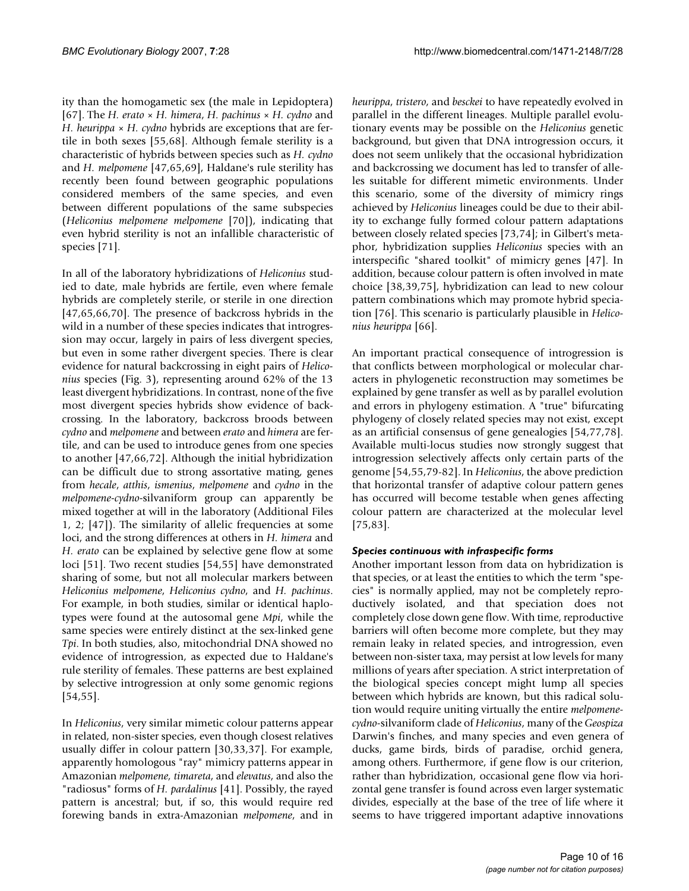ity than the homogametic sex (the male in Lepidoptera) [67]. The *H. erato* × *H. himera*, *H. pachinus* × *H. cydno* and *H. heurippa* × *H. cydno* hybrids are exceptions that are fertile in both sexes [55,68]. Although female sterility is a characteristic of hybrids between species such as *H. cydno* and *H. melpomene* [47,65,69], Haldane's rule sterility has recently been found between geographic populations considered members of the same species, and even between different populations of the same subspecies (*Heliconius melpomene melpomene* [70]), indicating that even hybrid sterility is not an infallible characteristic of species [71].

In all of the laboratory hybridizations of *Heliconius* studied to date, male hybrids are fertile, even where female hybrids are completely sterile, or sterile in one direction [47,65,66,70]. The presence of backcross hybrids in the wild in a number of these species indicates that introgression may occur, largely in pairs of less divergent species, but even in some rather divergent species. There is clear evidence for natural backcrossing in eight pairs of *Heliconius* species (Fig. 3), representing around 62% of the 13 least divergent hybridizations. In contrast, none of the five most divergent species hybrids show evidence of backcrossing. In the laboratory, backcross broods between *cydno* and *melpomene* and between *erato* and *himera* are fertile, and can be used to introduce genes from one species to another [47,66,72]. Although the initial hybridization can be difficult due to strong assortative mating, genes from *hecale*, *atthis*, *ismenius*, *melpomene* and *cydno* in the *melpomene-cydno*-silvaniform group can apparently be mixed together at will in the laboratory (Additional Files 1, 2; [47]). The similarity of allelic frequencies at some loci, and the strong differences at others in *H. himera* and *H. erato* can be explained by selective gene flow at some loci [51]. Two recent studies [54,55] have demonstrated sharing of some, but not all molecular markers between *Heliconius melpomene*, *Heliconius cydno*, and *H. pachinus*. For example, in both studies, similar or identical haplotypes were found at the autosomal gene *Mpi*, while the same species were entirely distinct at the sex-linked gene *Tpi*. In both studies, also, mitochondrial DNA showed no evidence of introgression, as expected due to Haldane's rule sterility of females. These patterns are best explained by selective introgression at only some genomic regions [54,55].

In *Heliconius*, very similar mimetic colour patterns appear in related, non-sister species, even though closest relatives usually differ in colour pattern [30,33,37]. For example, apparently homologous "ray" mimicry patterns appear in Amazonian *melpomene*, *timareta*, and *elevatus*, and also the "radiosus" forms of *H. pardalinus* [41]. Possibly, the rayed pattern is ancestral; but, if so, this would require red forewing bands in extra-Amazonian *melpomene*, and in *heurippa*, *tristero*, and *besckei* to have repeatedly evolved in parallel in the different lineages. Multiple parallel evolutionary events may be possible on the *Heliconius* genetic background, but given that DNA introgression occurs, it does not seem unlikely that the occasional hybridization and backcrossing we document has led to transfer of alleles suitable for different mimetic environments. Under this scenario, some of the diversity of mimicry rings achieved by *Heliconius* lineages could be due to their ability to exchange fully formed colour pattern adaptations between closely related species [73,74]; in Gilbert's metaphor, hybridization supplies *Heliconius* species with an interspecific "shared toolkit" of mimicry genes [47]. In addition, because colour pattern is often involved in mate choice [38,39,75], hybridization can lead to new colour pattern combinations which may promote hybrid speciation [76]. This scenario is particularly plausible in *Heliconius heurippa* [66].

An important practical consequence of introgression is that conflicts between morphological or molecular characters in phylogenetic reconstruction may sometimes be explained by gene transfer as well as by parallel evolution and errors in phylogeny estimation. A "true" bifurcating phylogeny of closely related species may not exist, except as an artificial consensus of gene genealogies [54,77,78]. Available multi-locus studies now strongly suggest that introgression selectively affects only certain parts of the genome [54,55,79-82]. In *Heliconius*, the above prediction that horizontal transfer of adaptive colour pattern genes has occurred will become testable when genes affecting colour pattern are characterized at the molecular level [75,83].

### *Species continuous with infraspecific forms*

Another important lesson from data on hybridization is that species, or at least the entities to which the term "species" is normally applied, may not be completely reproductively isolated, and that speciation does not completely close down gene flow. With time, reproductive barriers will often become more complete, but they may remain leaky in related species, and introgression, even between non-sister taxa, may persist at low levels for many millions of years after speciation. A strict interpretation of the biological species concept might lump all species between which hybrids are known, but this radical solution would require uniting virtually the entire *melpomene-cydno*-silvaniform clade of *Heliconius*, many of the *Geospiza* Darwin's finches, and many species and even genera of ducks, game birds, birds of paradise, orchid genera, among others. Furthermore, if gene flow is our criterion, rather than hybridization, occasional gene flow via horizontal gene transfer is found across even larger systematic divides, especially at the base of the tree of life where it seems to have triggered important adaptive innovations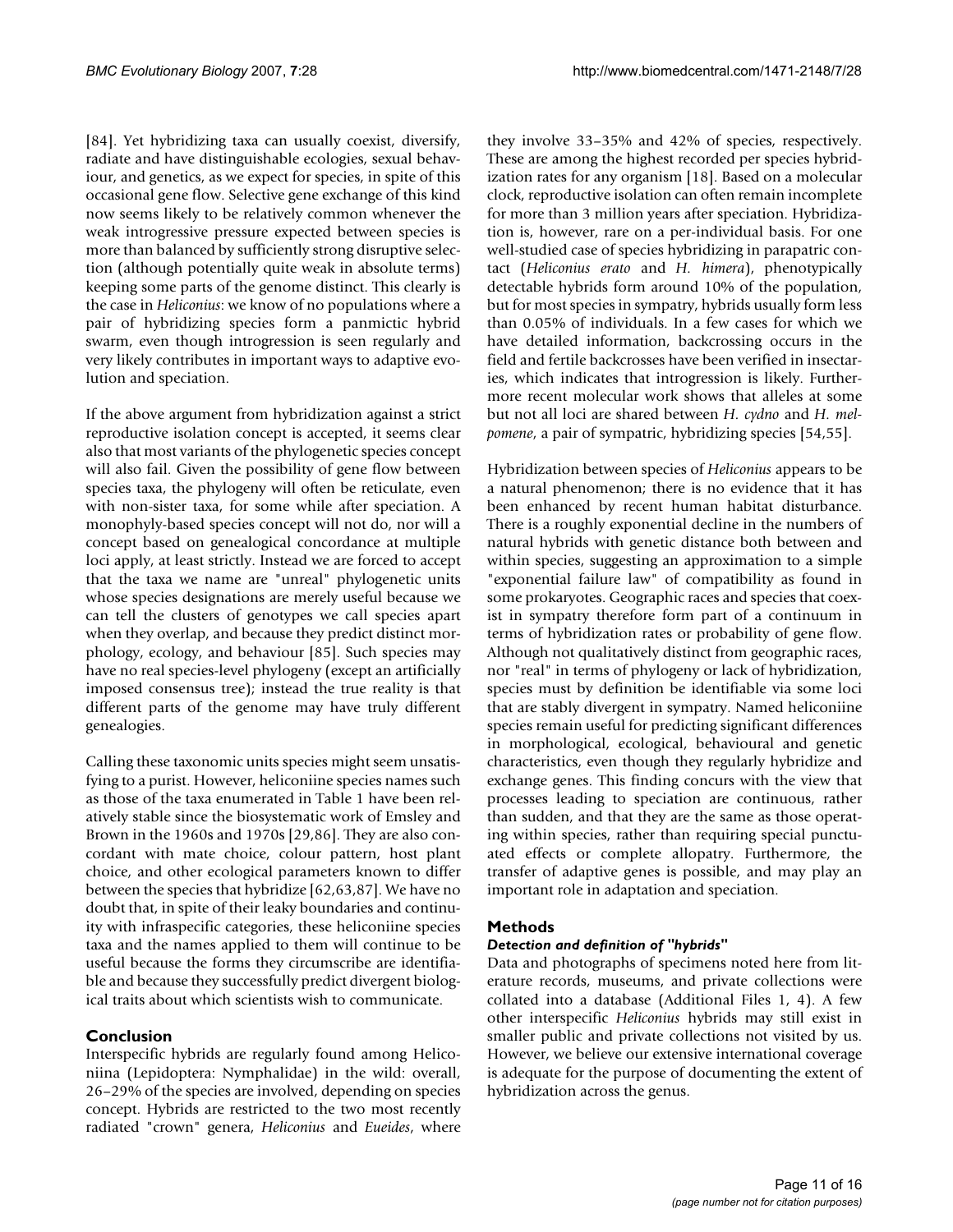[84]. Yet hybridizing taxa can usually coexist, diversify, radiate and have distinguishable ecologies, sexual behaviour, and genetics, as we expect for species, in spite of this occasional gene flow. Selective gene exchange of this kind now seems likely to be relatively common whenever the weak introgressive pressure expected between species is more than balanced by sufficiently strong disruptive selection (although potentially quite weak in absolute terms) keeping some parts of the genome distinct. This clearly is the case in *Heliconius*: we know of no populations where a pair of hybridizing species form a panmictic hybrid swarm, even though introgression is seen regularly and very likely contributes in important ways to adaptive evolution and speciation.

If the above argument from hybridization against a strict reproductive isolation concept is accepted, it seems clear also that most variants of the phylogenetic species concept will also fail. Given the possibility of gene flow between species taxa, the phylogeny will often be reticulate, even with non-sister taxa, for some while after speciation. A monophyly-based species concept will not do, nor will a concept based on genealogical concordance at multiple loci apply, at least strictly. Instead we are forced to accept that the taxa we name are "unreal" phylogenetic units whose species designations are merely useful because we can tell the clusters of genotypes we call species apart when they overlap, and because they predict distinct morphology, ecology, and behaviour [85]. Such species may have no real species-level phylogeny (except an artificially imposed consensus tree); instead the true reality is that different parts of the genome may have truly different genealogies.

Calling these taxonomic units species might seem unsatisfying to a purist. However, heliconiine species names such as those of the taxa enumerated in Table 1 have been relatively stable since the biosystematic work of Emsley and Brown in the 1960s and 1970s [29,86]. They are also concordant with mate choice, colour pattern, host plant choice, and other ecological parameters known to differ between the species that hybridize [62,63,87]. We have no doubt that, in spite of their leaky boundaries and continuity with infraspecific categories, these heliconiine species taxa and the names applied to them will continue to be useful because the forms they circumscribe are identifiable and because they successfully predict divergent biological traits about which scientists wish to communicate.

## Conclusion

Interspecific hybrids are regularly found among Heliconiina (Lepidoptera: Nymphalidae) in the wild: overall, 26–29% of the species are involved, depending on species concept. Hybrids are restricted to the two most recently radiated "crown" genera, *Heliconius* and *Eueides*, where they involve 33–35% and 42% of species, respectively. These are among the highest recorded per species hybridization rates for any organism [18]. Based on a molecular clock, reproductive isolation can often remain incomplete for more than 3 million years after speciation. Hybridization is, however, rare on a per-individual basis. For one well-studied case of species hybridizing in parapatric contact (*Heliconius erato* and *H. himera*), phenotypically detectable hybrids form around 10% of the population, but for most species in sympatry, hybrids usually form less than 0.05% of individuals. In a few cases for which we have detailed information, backcrossing occurs in the field and fertile backcrosses have been verified in insectaries, which indicates that introgression is likely. Furthermore recent molecular work shows that alleles at some but not all loci are shared between *H. cydno* and *H. melpomene*, a pair of sympatric, hybridizing species [54,55].

Hybridization between species of *Heliconius* appears to be a natural phenomenon; there is no evidence that it has been enhanced by recent human habitat disturbance. There is a roughly exponential decline in the numbers of natural hybrids with genetic distance both between and within species, suggesting an approximation to a simple "exponential failure law" of compatibility as found in some prokaryotes. Geographic races and species that coexist in sympatry therefore form part of a continuum in terms of hybridization rates or probability of gene flow. Although not qualitatively distinct from geographic races, nor "real" in terms of phylogeny or lack of hybridization, species must by definition be identifiable via some loci that are stably divergent in sympatry. Named heliconiine species remain useful for predicting significant differences in morphological, ecological, behavioural and genetic characteristics, even though they regularly hybridize and exchange genes. This finding concurs with the view that processes leading to speciation are continuous, rather than sudden, and that they are the same as those operating within species, rather than requiring special punctuated effects or complete allopatry. Furthermore, the transfer of adaptive genes is possible, and may play an important role in adaptation and speciation.

## Methods

### *Detection and definition of "hybrids"*

Data and photographs of specimens noted here from literature records, museums, and private collections were collated into a database (Additional Files 1, 4). A few other interspecific *Heliconius* hybrids may still exist in smaller public and private collections not visited by us. However, we believe our extensive international coverage is adequate for the purpose of documenting the extent of hybridization across the genus.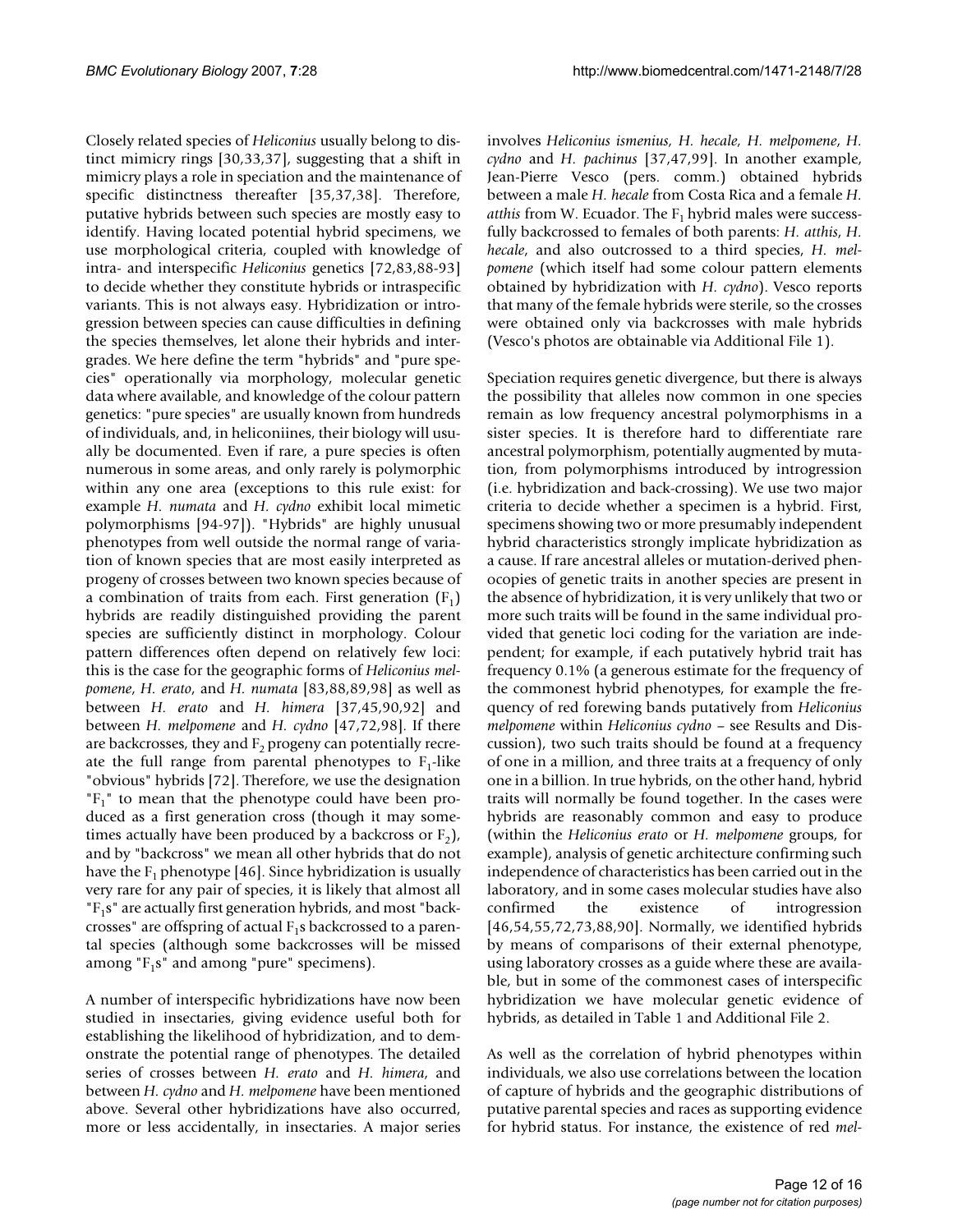Closely related species of *Heliconius* usually belong to distinct mimicry rings [30,33,37], suggesting that a shift in mimicry plays a role in speciation and the maintenance of specific distinctness thereafter [35,37,38]. Therefore, putative hybrids between such species are mostly easy to identify. Having located potential hybrid specimens, we use morphological criteria, coupled with knowledge of intra- and interspecific *Heliconius* genetics [72,83,88-93] to decide whether they constitute hybrids or intraspecific variants. This is not always easy. Hybridization or introgression between species can cause difficulties in defining the species themselves, let alone their hybrids and intergrades. We here define the term "hybrids" and "pure species" operationally via morphology, molecular genetic data where available, and knowledge of the colour pattern genetics: "pure species" are usually known from hundreds of individuals, and, in heliconiines, their biology will usually be documented. Even if rare, a pure species is often numerous in some areas, and only rarely is polymorphic within any one area (exceptions to this rule exist: for example *H. numata* and *H. cydno* exhibit local mimetic polymorphisms [94-97]). "Hybrids" are highly unusual phenotypes from well outside the normal range of variation of known species that are most easily interpreted as progeny of crosses between two known species because of a combination of traits from each. First generation ($F_1$) hybrids are readily distinguished providing the parent species are sufficiently distinct in morphology. Colour pattern differences often depend on relatively few loci: this is the case for the geographic forms of *Heliconius melpomene*, *H. erato*, and *H. numata* [83,88,89,98] as well as between *H. erato* and *H. himera* [37,45,90,92] and between *H. melpomene* and *H. cydno* [47,72,98]. If there are backcrosses, they and $F_2$ progeny can potentially recreate the full range from parental phenotypes to $F_1$-like "obvious" hybrids [72]. Therefore, we use the designation "$F_1$" to mean that the phenotype could have been produced as a first generation cross (though it may sometimes actually have been produced by a backcross or $F_2$), and by "backcross" we mean all other hybrids that do not have the $F_1$ phenotype [46]. Since hybridization is usually very rare for any pair of species, it is likely that almost all "$F_1$s" are actually first generation hybrids, and most "backcrosses" are offspring of actual $F_1$s backcrossed to a parental species (although some backcrosses will be missed among "$F_1$s" and among "pure" specimens).

A number of interspecific hybridizations have now been studied in insectaries, giving evidence useful both for establishing the likelihood of hybridization, and to demonstrate the potential range of phenotypes. The detailed series of crosses between *H. erato* and *H. himera*, and between *H. cydno* and *H. melpomene* have been mentioned above. Several other hybridizations have also occurred, more or less accidentally, in insectaries. A major series involves *Heliconius ismenius*, *H. hecale*, *H. melpomene*, *H. cydno* and *H. pachinus* [37,47,99]. In another example, Jean-Pierre Vesco (pers. comm.) obtained hybrids between a male *H. hecale* from Costa Rica and a female *H. atthis* from W. Ecuador. The $F_1$ hybrid males were successfully backcrossed to females of both parents: *H. atthis*, *H. hecale*, and also outcrossed to a third species, *H. melpomene* (which itself had some colour pattern elements obtained by hybridization with *H. cydno*). Vesco reports that many of the female hybrids were sterile, so the crosses were obtained only via backcrosses with male hybrids (Vesco's photos are obtainable via Additional File 1).

Speciation requires genetic divergence, but there is always the possibility that alleles now common in one species remain as low frequency ancestral polymorphisms in a sister species. It is therefore hard to differentiate rare ancestral polymorphism, potentially augmented by mutation, from polymorphisms introduced by introgression (i.e. hybridization and back-crossing). We use two major criteria to decide whether a specimen is a hybrid. First, specimens showing two or more presumably independent hybrid characteristics strongly implicate hybridization as a cause. If rare ancestral alleles or mutation-derived phenocopies of genetic traits in another species are present in the absence of hybridization, it is very unlikely that two or more such traits will be found in the same individual provided that genetic loci coding for the variation are independent; for example, if each putatively hybrid trait has frequency 0.1% (a generous estimate for the frequency of the commonest hybrid phenotypes, for example the frequency of red forewing bands putatively from *Heliconius melpomene* within *Heliconius cydno* – see Results and Discussion), two such traits should be found at a frequency of one in a million, and three traits at a frequency of only one in a billion. In true hybrids, on the other hand, hybrid traits will normally be found together. In the cases were hybrids are reasonably common and easy to produce (within the *Heliconius erato* or *H. melpomene* groups, for example), analysis of genetic architecture confirming such independence of characteristics has been carried out in the laboratory, and in some cases molecular studies have also confirmed the existence of introgression [46,54,55,72,73,88,90]. Normally, we identified hybrids by means of comparisons of their external phenotype, using laboratory crosses as a guide where these are available, but in some of the commonest cases of interspecific hybridization we have molecular genetic evidence of hybrids, as detailed in Table 1 and Additional File 2.

As well as the correlation of hybrid phenotypes within individuals, we also use correlations between the location of capture of hybrids and the geographic distributions of putative parental species and races as supporting evidence for hybrid status. For instance, the existence of red *mel-*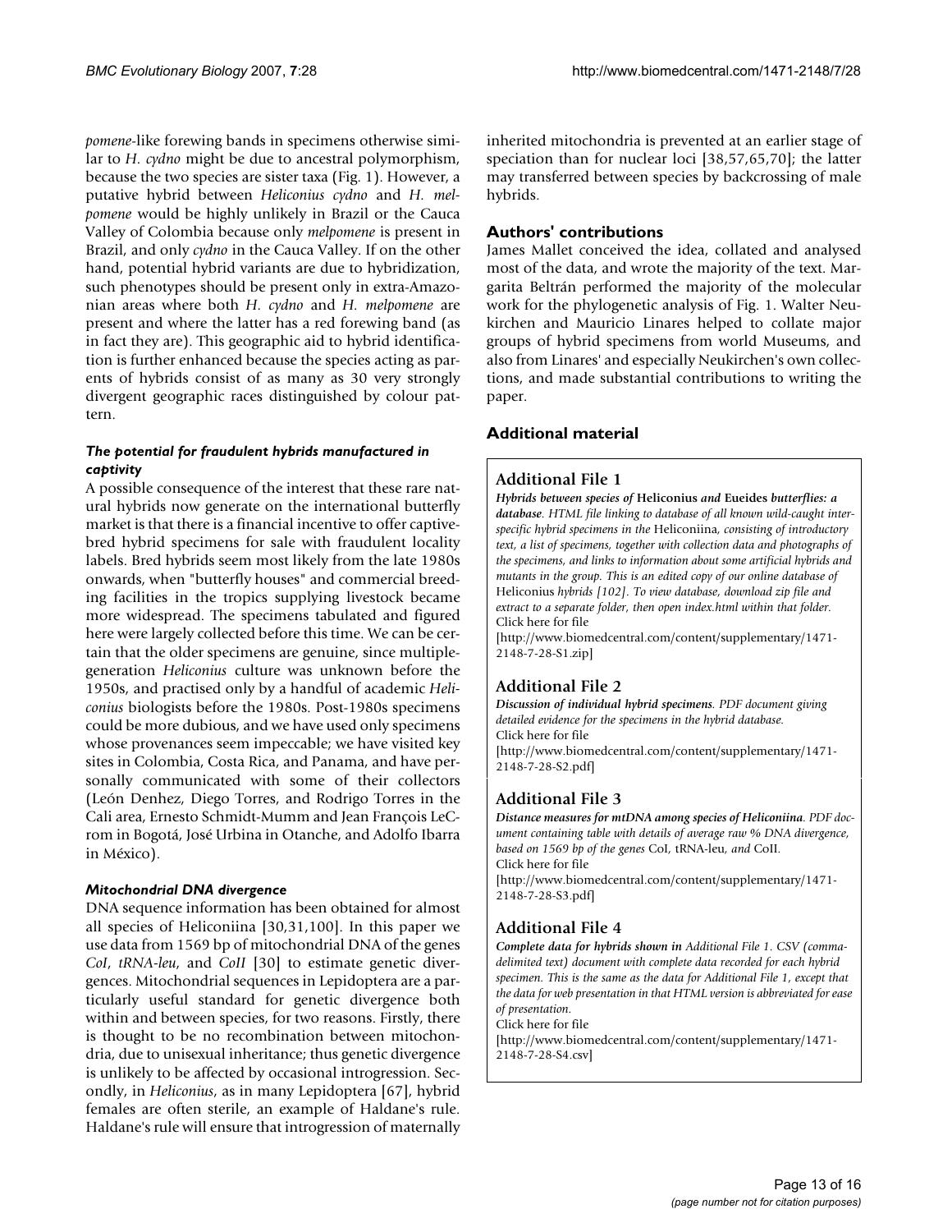*pomene*-like forewing bands in specimens otherwise similar to *H. cydno* might be due to ancestral polymorphism, because the two species are sister taxa (Fig. 1). However, a putative hybrid between *Heliconius cydno* and *H. melpomene* would be highly unlikely in Brazil or the Cauca Valley of Colombia because only *melpomene* is present in Brazil, and only *cydno* in the Cauca Valley. If on the other hand, potential hybrid variants are due to hybridization, such phenotypes should be present only in extra-Amazonian areas where both *H. cydno* and *H. melpomene* are present and where the latter has a red forewing band (as in fact they are). This geographic aid to hybrid identification is further enhanced because the species acting as parents of hybrids consist of as many as 30 very strongly divergent geographic races distinguished by colour pattern.

### *The potential for fraudulent hybrids manufactured in captivity*

A possible consequence of the interest that these rare natural hybrids now generate on the international butterfly market is that there is a financial incentive to offer captive-bred hybrid specimens for sale with fraudulent locality labels. Bred hybrids seem most likely from the late 1980s onwards, when "butterfly houses" and commercial breeding facilities in the tropics supplying livestock became more widespread. The specimens tabulated and figured here were largely collected before this time. We can be certain that the older specimens are genuine, since multiple-generation *Heliconius* culture was unknown before the 1950s, and practised only by a handful of academic *Heliconius* biologists before the 1980s. Post-1980s specimens could be more dubious, and we have used only specimens whose provenances seem impeccable; we have visited key sites in Colombia, Costa Rica, and Panama, and have personally communicated with some of their collectors (León Denhez, Diego Torres, and Rodrigo Torres in the Cali area, Ernesto Schmidt-Mumm and Jean François LeCrom in Bogotá, José Urbina in Otanche, and Adolfo Ibarra in México).

### *Mitochondrial DNA divergence*

DNA sequence information has been obtained for almost all species of Heliconiina [30,31,100]. In this paper we use data from 1569 bp of mitochondrial DNA of the genes *CoI*, *tRNA-leu*, and *CoII* [30] to estimate genetic divergences. Mitochondrial sequences in Lepidoptera are a particularly useful standard for genetic divergence both within and between species, for two reasons. Firstly, there is thought to be no recombination between mitochondria, due to unisexual inheritance; thus genetic divergence is unlikely to be affected by occasional introgression. Secondly, in *Heliconius*, as in many Lepidoptera [67], hybrid females are often sterile, an example of Haldane's rule. Haldane's rule will ensure that introgression of maternally inherited mitochondria is prevented at an earlier stage of speciation than for nuclear loci [38,57,65,70]; the latter may transferred between species by backcrossing of male hybrids.

## Authors' contributions

James Mallet conceived the idea, collated and analysed most of the data, and wrote the majority of the text. Margarita Beltrán performed the majority of the molecular work for the phylogenetic analysis of Fig. 1. Walter Neukirchen and Mauricio Linares helped to collate major groups of hybrid specimens from world Museums, and also from Linares' and especially Neukirchen's own collections, and made substantial contributions to writing the paper.

## Additional material

### Additional File 1

***Hybrids between species of* Heliconius *and* Eueides *butterflies: a database***. *HTML file linking to database of all known wild-caught interspecific hybrid specimens in the* Heliconiina*, consisting of introductory text, a list of specimens, together with collection data and photographs of the specimens, and links to information about some artificial hybrids and mutants in the group. This is an edited copy of our online database of* Heliconius *hybrids [102]. To view database, download zip file and extract to a separate folder, then open index.html within that folder.*
Click here for file
[http://www.biomedcentral.com/content/supplementary/1471-2148-7-28-S1.zip]

### Additional File 2

***Discussion of individual hybrid specimens***. *PDF document giving detailed evidence for the specimens in the hybrid database.*
Click here for file
[http://www.biomedcentral.com/content/supplementary/1471-2148-7-28-S2.pdf]

### Additional File 3

***Distance measures for mtDNA among species of Heliconiina***. *PDF document containing table with details of average raw % DNA divergence, based on 1569 bp of the genes* CoI*,* tRNA-leu*, and* CoII*.*
Click here for file
[http://www.biomedcentral.com/content/supplementary/1471-2148-7-28-S3.pdf]

### Additional File 4

***Complete data for hybrids shown in*** *Additional File 1. CSV (comma-delimited text) document with complete data recorded for each hybrid specimen. This is the same as the data for Additional File 1, except that the data for web presentation in that HTML version is abbreviated for ease of presentation.*
Click here for file
[http://www.biomedcentral.com/content/supplementary/1471-2148-7-28-S4.csv]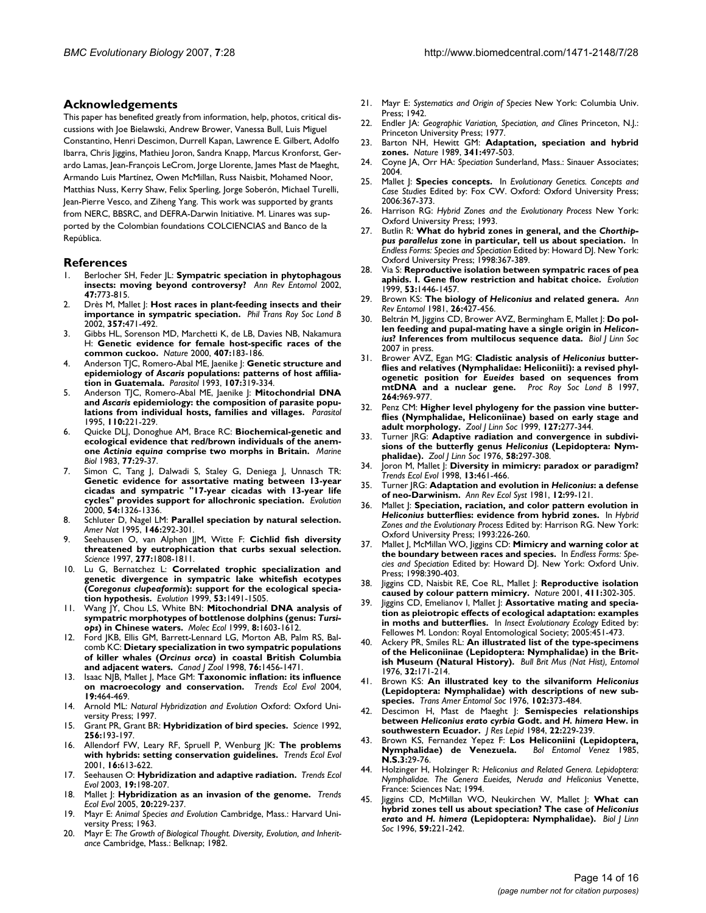## Acknowledgements

This paper has benefited greatly from information, help, photos, critical discussions with Joe Bielawski, Andrew Brower, Vanessa Bull, Luis Miguel Constantino, Henri Descimon, Durrell Kapan, Lawrence E. Gilbert, Adolfo Ibarra, Chris Jiggins, Mathieu Joron, Sandra Knapp, Marcus Kronforst, Gerardo Lamas, Jean-François LeCrom, Jorge Llorente, James Mast de Maeght, Armando Luis Martínez, Owen McMillan, Russ Naisbit, Mohamed Noor, Matthias Nuss, Kerry Shaw, Felix Sperling, Jorge Soberón, Michael Turelli, Jean-Pierre Vesco, and Ziheng Yang. This work was supported by grants from NERC, BBSRC, and DEFRA-Darwin Initiative. M. Linares was supported by the Colombian foundations COLCIENCIAS and Banco de la República.

## References

1. Berlocher SH, Feder JL: **Sympatric speciation in phytophagous insects: moving beyond controversy?** *Ann Rev Entomol* 2002, **47:**773-815.
2. Drès M, Mallet J: **Host races in plant-feeding insects and their importance in sympatric speciation.** *Phil Trans Roy Soc Lond B* 2002, **357:**471-492.
3. Gibbs HL, Sorenson MD, Marchetti K, de LB, Davies NB, Nakamura H: **Genetic evidence for female host-specific races of the common cuckoo.** *Nature* 2000, **407:**183-186.
4. Anderson TJC, Romero-Abal ME, Jaenike J: **Genetic structure and epidemiology of *Ascaris* populations: patterns of host affiliation in Guatemala.** *Parasitol* 1993, **107:**319-334.
5. Anderson TJC, Romero-Abal ME, Jaenike J: **Mitochondrial DNA and *Ascaris* epidemiology: the composition of parasite populations from individual hosts, families and villages.** *Parasitol* 1995, **110:**221-229.
6. Quicke DLJ, Donoghue AM, Brace RC: **Biochemical-genetic and ecological evidence that red/brown individuals of the anemone *Actinia equina* comprise two morphs in Britain.** *Marine Biol* 1983, **77:**29-37.
7. Simon C, Tang J, Dalwadi S, Staley G, Deniega J, Unnasch TR: **Genetic evidence for assortative mating between 13-year cicadas and sympatric "17-year cicadas with 13-year life cycles" provides support for allochronic speciation.** *Evolution* 2000, **54:**1326-1336.
8. Schluter D, Nagel LM: **Parallel speciation by natural selection.** *Amer Nat* 1995, **146:**292-301.
9. Seehausen O, van Alphen JJM, Witte F: **Cichlid fish diversity threatened by eutrophication that curbs sexual selection.** *Science* 1997, **277:**1808-1811.
10. Lu G, Bernatchez L: **Correlated trophic specialization and genetic divergence in sympatric lake whitefish ecotypes (*Coregonus clupeaformis*): support for the ecological speciation hypothesis.** *Evolution* 1999, **53:**1491-1505.
11. Wang JY, Chou LS, White BN: **Mitochondrial DNA analysis of sympatric morphotypes of bottlenose dolphins (genus: *Tursiops*) in Chinese waters.** *Molec Ecol* 1999, **8:**1603-1612.
12. Ford JKB, Ellis GM, Barrett-Lennard LG, Morton AB, Palm RS, Balcomb KC: **Dietary specialization in two sympatric populations of killer whales (*Orcinus orca*) in coastal British Columbia and adjacent waters.** *Canad J Zool* 1998, **76:**1456-1471.
13. Isaac NJB, Mallet J, Mace GM: **Taxonomic inflation: its influence on macroecology and conservation.** *Trends Ecol Evol* 2004, **19:**464-469.
14. Arnold ML: *Natural Hybridization and Evolution* Oxford: Oxford University Press; 1997.
15. Grant PR, Grant BR: **Hybridization of bird species.** *Science* 1992, **256:**193-197.
16. Allendorf FW, Leary RF, Spruell P, Wenburg JK: **The problems with hybrids: setting conservation guidelines.** *Trends Ecol Evol* 2001, **16:**613-622.
17. Seehausen O: **Hybridization and adaptive radiation.** *Trends Ecol Evol* 2003, **19:**198-207.
18. Mallet J: **Hybridization as an invasion of the genome.** *Trends Ecol Evol* 2005, **20:**229-237.
19. Mayr E: *Animal Species and Evolution* Cambridge, Mass.: Harvard University Press; 1963.
20. Mayr E: *The Growth of Biological Thought. Diversity, Evolution, and Inheritance* Cambridge, Mass.: Belknap; 1982.
21. Mayr E: *Systematics and Origin of Species* New York: Columbia Univ. Press; 1942.
22. Endler JA: *Geographic Variation, Speciation, and Clines* Princeton, N.J.: Princeton University Press; 1977.
23. Barton NH, Hewitt GM: **Adaptation, speciation and hybrid zones.** *Nature* 1989, **341:**497-503.
24. Coyne JA, Orr HA: *Speciation* Sunderland, Mass.: Sinauer Associates; 2004.
25. Mallet J: **Species concepts.** In *Evolutionary Genetics. Concepts and Case Studies* Edited by: Fox CW. Oxford: Oxford University Press; 2006:367-373.
26. Harrison RG: *Hybrid Zones and the Evolutionary Process* New York: Oxford University Press; 1993.
27. Butlin R: **What do hybrid zones in general, and the *Chorthippus parallelus* zone in particular, tell us about speciation.** In *Endless Forms: Species and Speciation* Edited by: Howard DJ. New York: Oxford University Press; 1998:367-389.
28. Via S: **Reproductive isolation between sympatric races of pea aphids. I. Gene flow restriction and habitat choice.** *Evolution* 1999, **53:**1446-1457.
29. Brown KS: **The biology of *Heliconius* and related genera.** *Ann Rev Entomol* 1981, **26:**427-456.
30. Beltrán M, Jiggins CD, Brower AVZ, Bermingham E, Mallet J: **Do pollen feeding and pupal-mating have a single origin in *Heliconius*? Inferences from multilocus sequence data.** *Biol J Linn Soc* 2007 in press.
31. Brower AVZ, Egan MG: **Cladistic analysis of *Heliconius* butterflies and relatives (Nymphalidae: Heliconiiti): a revised phylogenetic position for *Eueides* based on sequences from mtDNA and a nuclear gene.** *Proc Roy Soc Lond B* 1997, **264:**969-977.
32. Penz CM: **Higher level phylogeny for the passion vine butterflies (Nymphalidae, Heliconiinae) based on early stage and adult morphology.** *Zool J Linn Soc* 1999, **127:**277-344.
33. Turner JRG: **Adaptive radiation and convergence in subdivisions of the butterfly genus *Heliconius* (Lepidoptera: Nymphalidae).** *Zool J Linn Soc* 1976, **58:**297-308.
34. Joron M, Mallet J: **Diversity in mimicry: paradox or paradigm?** *Trends Ecol Evol* 1998, **13:**461-466.
35. Turner JRG: **Adaptation and evolution in *Heliconius*: a defense of neo-Darwinism.** *Ann Rev Ecol Syst* 1981, **12:**99-121.
36. Mallet J: **Speciation, raciation, and color pattern evolution in *Heliconius* butterflies: evidence from hybrid zones.** In *Hybrid Zones and the Evolutionary Process* Edited by: Harrison RG. New York: Oxford University Press; 1993:226-260.
37. Mallet J, McMillan WO, Jiggins CD: **Mimicry and warning color at the boundary between races and species.** In *Endless Forms: Species and Speciation* Edited by: Howard DJ. New York: Oxford Univ. Press; 1998:390-403.
38. Jiggins CD, Naisbit RE, Coe RL, Mallet J: **Reproductive isolation caused by colour pattern mimicry.** *Nature* 2001, **411:**302-305.
39. Jiggins CD, Emelianov I, Mallet J: **Assortative mating and speciation as pleiotropic effects of ecological adaptation: examples in moths and butterflies.** In *Insect Evolutionary Ecology* Edited by: Fellowes M. London: Royal Entomological Society; 2005:451-473.
40. Ackery PR, Smiles RL: **An illustrated list of the type-specimens of the Heliconiinae (Lepidoptera: Nymphalidae) in the British Museum (Natural History).** *Bull Brit Mus (Nat Hist), Entomol* 1976, **32:**171-214.
41. Brown KS: **An illustrated key to the silvaniform *Heliconius* (Lepidoptera: Nymphalidae) with descriptions of new subspecies.** *Trans Amer Entomol Soc* 1976, **102:**373-484.
42. Descimon H, Mast de Maeght J: **Semispecies relationships between *Heliconius erato cyrbia* Godt. and *H. himera* Hew. in southwestern Ecuador.** *J Res Lepid* 1984, **22:**229-239.
43. Brown KS, Fernandez Yepez F: **Los Heliconiini (Lepidoptera, Nymphalidae) de Venezuela.** *Bol Entomol Venez* 1985, **N.S.3:**29-76.
44. Holzinger H, Holzinger R: *Heliconius and Related Genera. Lepidoptera: Nymphalidae. The Genera Eueides, Neruda and Heliconius* Venette, France: Sciences Nat; 1994.
45. Jiggins CD, McMillan WO, Neukirchen W, Mallet J: **What can hybrid zones tell us about speciation? The case of *Heliconius erato* and *H. himera* (Lepidoptera: Nymphalidae).** *Biol J Linn Soc* 1996, **59:**221-242.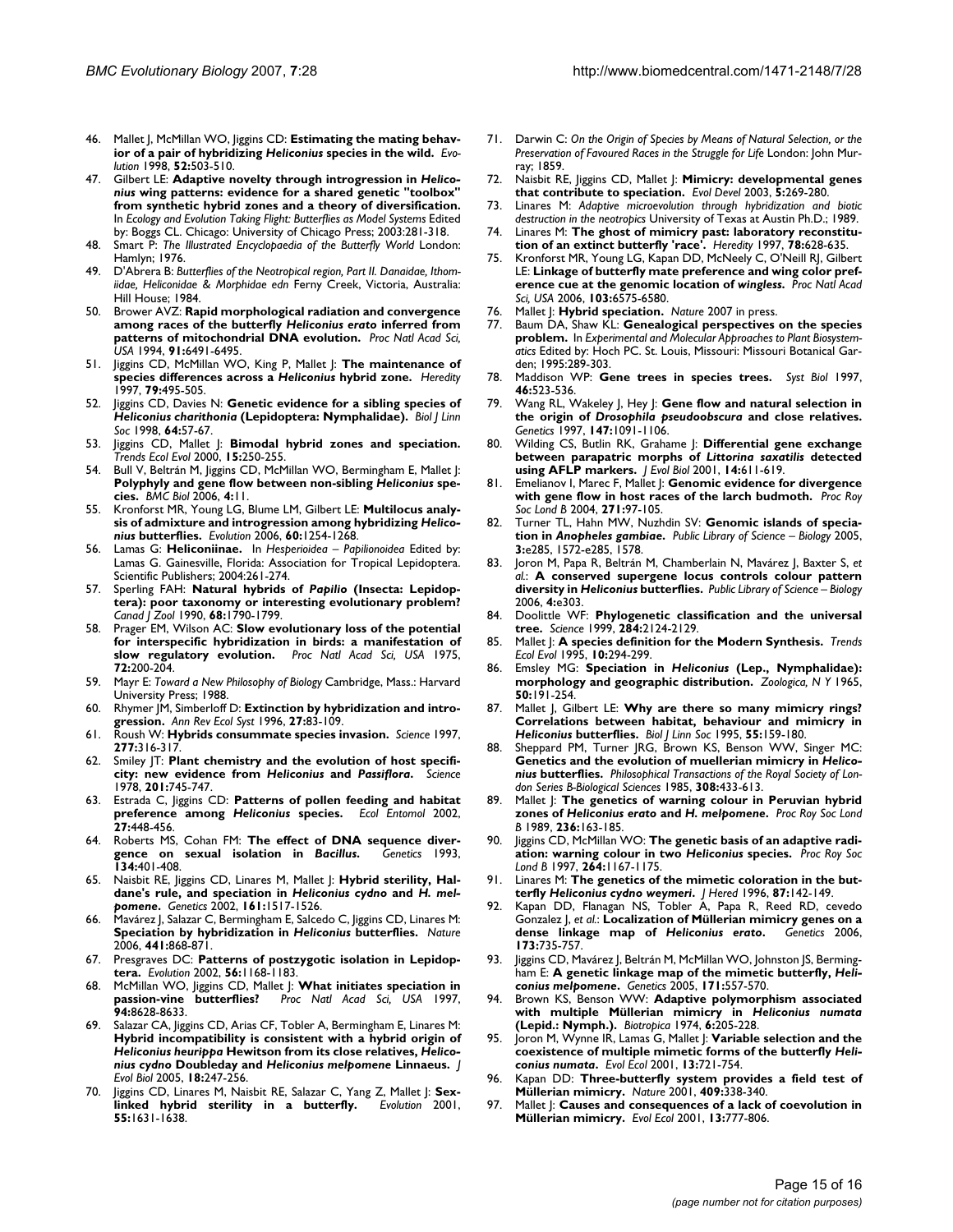46. Mallet J, McMillan WO, Jiggins CD: **Estimating the mating behavior of a pair of hybridizing *Heliconius* species in the wild.** *Evolution* 1998, **52:**503-510.
47. Gilbert LE: **Adaptive novelty through introgression in *Heliconius* wing patterns: evidence for a shared genetic "toolbox" from synthetic hybrid zones and a theory of diversification.** In *Ecology and Evolution Taking Flight: Butterflies as Model Systems* Edited by: Boggs CL. Chicago: University of Chicago Press; 2003:281-318.
48. Smart P: *The Illustrated Encyclopaedia of the Butterfly World* London: Hamlyn; 1976.
49. D'Abrera B: *Butterflies of the Neotropical region, Part II. Danaidae, Ithomiidae, Heliconidae & Morphidae edn* Ferny Creek, Victoria, Australia: Hill House; 1984.
50. Brower AVZ: **Rapid morphological radiation and convergence among races of the butterfly *Heliconius erato* inferred from patterns of mitochondrial DNA evolution.** *Proc Natl Acad Sci, USA* 1994, **91:**6491-6495.
51. Jiggins CD, McMillan WO, King P, Mallet J: **The maintenance of species differences across a *Heliconius* hybrid zone.** *Heredity* 1997, **79:**495-505.
52. Jiggins CD, Davies N: **Genetic evidence for a sibling species of *Heliconius charithonia* (Lepidoptera: Nymphalidae).** *Biol J Linn Soc* 1998, **64:**57-67.
53. Jiggins CD, Mallet J: **Bimodal hybrid zones and speciation.** *Trends Ecol Evol* 2000, **15:**250-255.
54. Bull V, Beltrán M, Jiggins CD, McMillan WO, Bermingham E, Mallet J: **Polyphyly and gene flow between non-sibling *Heliconius* species.** *BMC Biol* 2006, **4:**11.
55. Kronforst MR, Young LG, Blume LM, Gilbert LE: **Multilocus analysis of admixture and introgression among hybridizing *Heliconius* butterflies.** *Evolution* 2006, **60:**1254-1268.
56. Lamas G: **Heliconiinae.** In *Hesperioidea – Papilionoidea* Edited by: Lamas G. Gainesville, Florida: Association for Tropical Lepidoptera. Scientific Publishers; 2004:261-274.
57. Sperling FAH: **Natural hybrids of *Papilio* (Insecta: Lepidoptera): poor taxonomy or interesting evolutionary problem?** *Canad J Zool* 1990, **68:**1790-1799.
58. Prager EM, Wilson AC: **Slow evolutionary loss of the potential for interspecific hybridization in birds: a manifestation of slow regulatory evolution.** *Proc Natl Acad Sci, USA* 1975, **72:**200-204.
59. Mayr E: *Toward a New Philosophy of Biology* Cambridge, Mass.: Harvard University Press; 1988.
60. Rhymer JM, Simberloff D: **Extinction by hybridization and introgression.** *Ann Rev Ecol Syst* 1996, **27:**83-109.
61. Roush W: **Hybrids consummate species invasion.** *Science* 1997, **277:**316-317.
62. Smiley JT: **Plant chemistry and the evolution of host specificity: new evidence from *Heliconius* and *Passiflora*.** *Science* 1978, **201:**745-747.
63. Estrada C, Jiggins CD: **Patterns of pollen feeding and habitat preference among *Heliconius* species.** *Ecol Entomol* 2002, **27:**448-456.
64. Roberts MS, Cohan FM: **The effect of DNA sequence divergence on sexual isolation in *Bacillus*.** *Genetics* 1993, **134:**401-408.
65. Naisbit RE, Jiggins CD, Linares M, Mallet J: **Hybrid sterility, Haldane's rule, and speciation in *Heliconius cydno* and *H. melpomene*.** *Genetics* 2002, **161:**1517-1526.
66. Mavárez J, Salazar C, Bermingham E, Salcedo C, Jiggins CD, Linares M: **Speciation by hybridization in *Heliconius* butterflies.** *Nature* 2006, **441:**868-871.
67. Presgraves DC: **Patterns of postzygotic isolation in Lepidoptera.** *Evolution* 2002, **56:**1168-1183.
68. McMillan WO, Jiggins CD, Mallet J: **What initiates speciation in passion-vine butterflies?** *Proc Natl Acad Sci, USA* 1997, **94:**8628-8633.
69. Salazar CA, Jiggins CD, Arias CF, Tobler A, Bermingham E, Linares M: **Hybrid incompatibility is consistent with a hybrid origin of *Heliconius heurippa* Hewitson from its close relatives, *Heliconius cydno* Doubleday and *Heliconius melpomene* Linnaeus.** *J Evol Biol* 2005, **18:**247-256.
70. Jiggins CD, Linares M, Naisbit RE, Salazar C, Yang Z, Mallet J: **Sex-linked hybrid sterility in a butterfly.** *Evolution* 2001, **55:**1631-1638.
71. Darwin C: *On the Origin of Species by Means of Natural Selection, or the Preservation of Favoured Races in the Struggle for Life* London: John Murray; 1859.
72. Naisbit RE, Jiggins CD, Mallet J: **Mimicry: developmental genes that contribute to speciation.** *Evol Devel* 2003, **5:**269-280.
73. Linares M: *Adaptive microevolution through hybridization and biotic destruction in the neotropics* University of Texas at Austin Ph.D.; 1989.
74. Linares M: **The ghost of mimicry past: laboratory reconstitution of an extinct butterfly 'race'.** *Heredity* 1997, **78:**628-635.
75. Kronforst MR, Young LG, Kapan DD, McNeely C, O'Neill RJ, Gilbert LE: **Linkage of butterfly mate preference and wing color preference cue at the genomic location of *wingless*.** *Proc Natl Acad Sci, USA* 2006, **103:**6575-6580.
76. Mallet J: **Hybrid speciation.** *Nature* 2007 in press.
77. Baum DA, Shaw KL: **Genealogical perspectives on the species problem.** In *Experimental and Molecular Approaches to Plant Biosystematics* Edited by: Hoch PC. St. Louis, Missouri: Missouri Botanical Garden; 1995:289-303.
78. Maddison WP: **Gene trees in species trees.** *Syst Biol* 1997, **46:**523-536.
79. Wang RL, Wakeley J, Hey J: **Gene flow and natural selection in the origin of *Drosophila pseudoobscura* and close relatives.** *Genetics* 1997, **147:**1091-1106.
80. Wilding CS, Butlin RK, Grahame J: **Differential gene exchange between parapatric morphs of *Littorina saxatilis* detected using AFLP markers.** *J Evol Biol* 2001, **14:**611-619.
81. Emelianov I, Marec F, Mallet J: **Genomic evidence for divergence with gene flow in host races of the larch budmoth.** *Proc Roy Soc Lond B* 2004, **271:**97-105.
82. Turner TL, Hahn MW, Nuzhdin SV: **Genomic islands of speciation in *Anopheles gambiae*.** *Public Library of Science – Biology* 2005, **3:**e285, 1572-e285, 1578.
83. Joron M, Papa R, Beltrán M, Chamberlain N, Mavárez J, Baxter S, *et al.*: **A conserved supergene locus controls colour pattern diversity in *Heliconius* butterflies.** *Public Library of Science – Biology* 2006, **4:**e303.
84. Doolittle WF: **Phylogenetic classification and the universal tree.** *Science* 1999, **284:**2124-2129.
85. Mallet J: **A species definition for the Modern Synthesis.** *Trends Ecol Evol* 1995, **10:**294-299.
86. Emsley MG: **Speciation in *Heliconius* (Lep., Nymphalidae): morphology and geographic distribution.** *Zoologica, N Y* 1965, **50:**191-254.
87. Mallet J, Gilbert LE: **Why are there so many mimicry rings? Correlations between habitat, behaviour and mimicry in *Heliconius* butterflies.** *Biol J Linn Soc* 1995, **55:**159-180.
88. Sheppard PM, Turner JRG, Brown KS, Benson WW, Singer MC: **Genetics and the evolution of muellerian mimicry in *Heliconius* butterflies.** *Philosophical Transactions of the Royal Society of London Series B-Biological Sciences* 1985, **308:**433-613.
89. Mallet J: **The genetics of warning colour in Peruvian hybrid zones of *Heliconius erato* and *H. melpomene*.** *Proc Roy Soc Lond B* 1989, **236:**163-185.
90. Jiggins CD, McMillan WO: **The genetic basis of an adaptive radiation: warning colour in two *Heliconius* species.** *Proc Roy Soc Lond B* 1997, **264:**1167-1175.
91. Linares M: **The genetics of the mimetic coloration in the butterfly *Heliconius cydno weymeri*.** *J Hered* 1996, **87:**142-149.
92. Kapan DD, Flanagan NS, Tobler A, Papa R, Reed RD, cevedo Gonzalez J, *et al.*: **Localization of Müllerian mimicry genes on a dense linkage map of *Heliconius erato*.** *Genetics* 2006, **173:**735-757.
93. Jiggins CD, Mavárez J, Beltrán M, McMillan WO, Johnston JS, Bermingham E: **A genetic linkage map of the mimetic butterfly, *Heliconius melpomene*.** *Genetics* 2005, **171:**557-570.
94. Brown KS, Benson WW: **Adaptive polymorphism associated with multiple Müllerian mimicry in *Heliconius numata* (Lepid.: Nymph.).** *Biotropica* 1974, **6:**205-228.
95. Joron M, Wynne IR, Lamas G, Mallet J: **Variable selection and the coexistence of multiple mimetic forms of the butterfly *Heliconius numata*.** *Evol Ecol* 2001, **13:**721-754.
96. Kapan DD: **Three-butterfly system provides a field test of Müllerian mimicry.** *Nature* 2001, **409:**338-340.
97. Mallet J: **Causes and consequences of a lack of coevolution in Müllerian mimicry.** *Evol Ecol* 2001, **13:**777-806.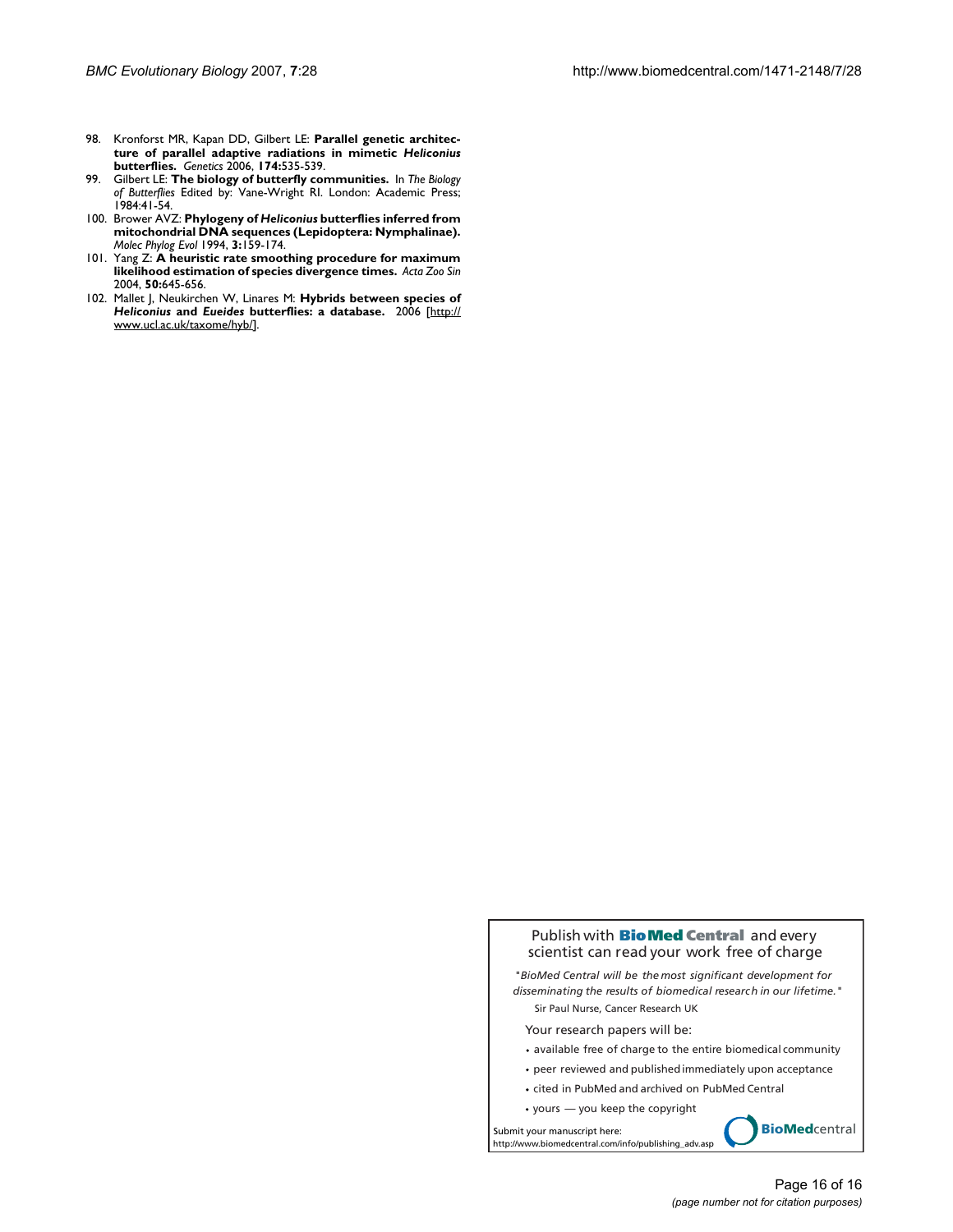98. Kronforst MR, Kapan DD, Gilbert LE: **Parallel genetic architecture of parallel adaptive radiations in mimetic *Heliconius* butterflies.** *Genetics* 2006, **174:**535-539.
99. Gilbert LE: **The biology of butterfly communities.** In *The Biology of Butterflies* Edited by: Vane-Wright RI. London: Academic Press; 1984:41-54.
100. Brower AVZ: **Phylogeny of *Heliconius* butterflies inferred from mitochondrial DNA sequences (Lepidoptera: Nymphalinae).** *Molec Phylog Evol* 1994, **3:**159-174.
101. Yang Z: **A heuristic rate smoothing procedure for maximum likelihood estimation of species divergence times.** *Acta Zoo Sin* 2004, **50:**645-656.
102. Mallet J, Neukirchen W, Linares M: **Hybrids between species of *Heliconius* and *Eueides* butterflies: a database.** 2006 [http://www.ucl.ac.uk/taxome/hyb/].

Publish with **BioMed Central** and every scientist can read your work free of charge

*"BioMed Central will be the most significant development for disseminating the results of biomedical research in our lifetime."*

Sir Paul Nurse, Cancer Research UK

Your research papers will be:

- available free of charge to the entire biomedical community
- peer reviewed and published immediately upon acceptance
- cited in PubMed and archived on PubMed Central
- yours — you keep the copyright

Submit your manuscript here:
http://www.biomedcentral.com/info/publishing_adv.asp

**BioMed**central